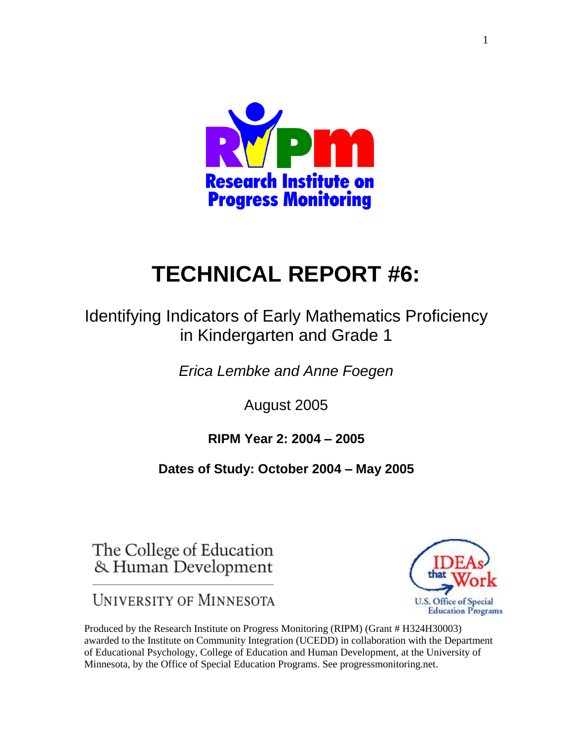Research Institute on Progress Monitoring

# TECHNICAL REPORT #6:

## Identifying Indicators of Early Mathematics Proficiency in Kindergarten and Grade 1

*Erica Lembke and Anne Foegen*

August 2005

**RIPM Year 2: 2004 – 2005**

**Dates of Study: October 2004 – May 2005**

The College of Education & Human Development

University of Minnesota

IDEAs that Work

U.S. Office of Special Education Programs

Produced by the Research Institute on Progress Monitoring (RIPM) (Grant # H324H30003) awarded to the Institute on Community Integration (UCEDD) in collaboration with the Department of Educational Psychology, College of Education and Human Development, at the University of Minnesota, by the Office of Special Education Programs. See progressmonitoring.net.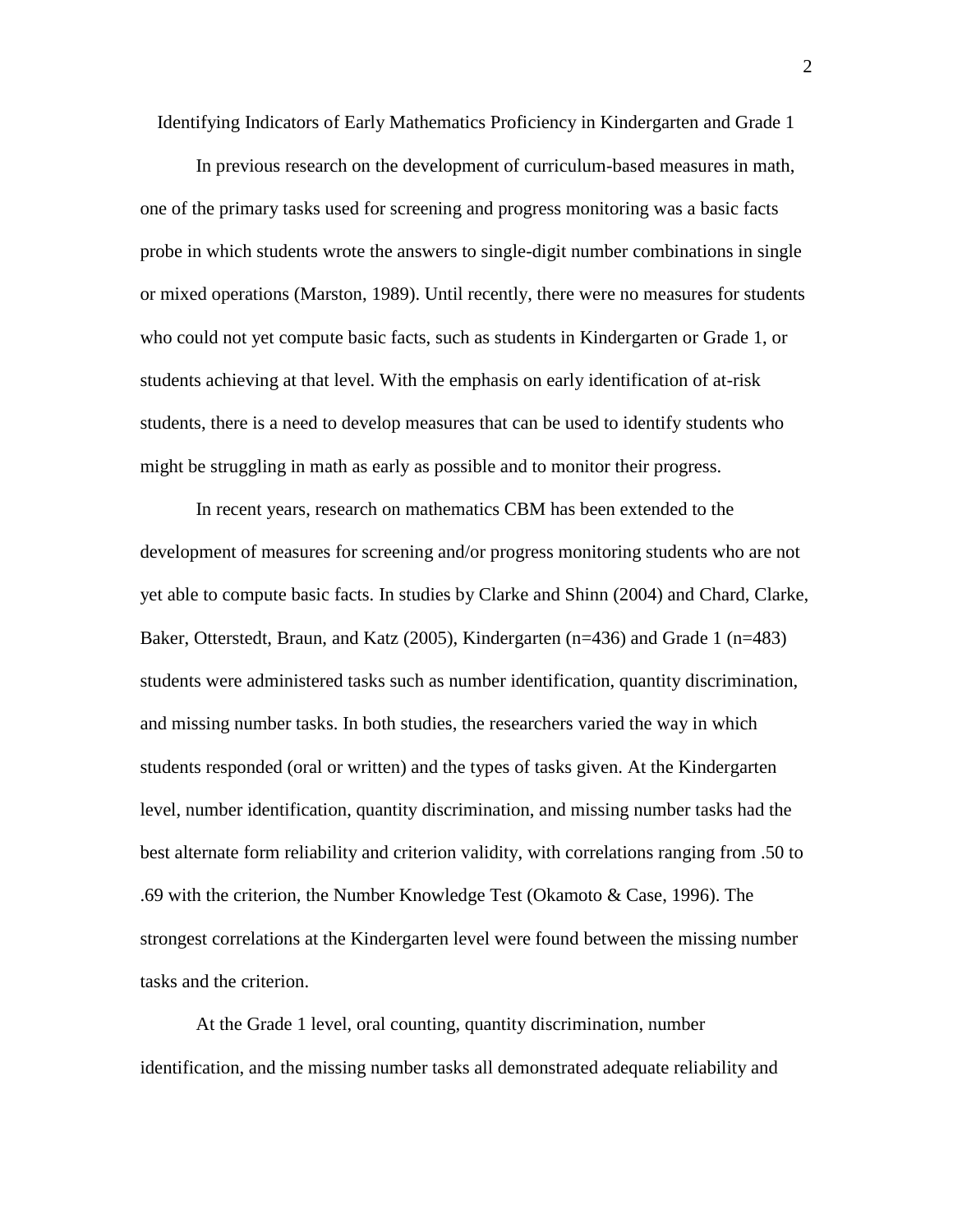# Identifying Indicators of Early Mathematics Proficiency in Kindergarten and Grade 1

In previous research on the development of curriculum-based measures in math, one of the primary tasks used for screening and progress monitoring was a basic facts probe in which students wrote the answers to single-digit number combinations in single or mixed operations (Marston, 1989). Until recently, there were no measures for students who could not yet compute basic facts, such as students in Kindergarten or Grade 1, or students achieving at that level. With the emphasis on early identification of at-risk students, there is a need to develop measures that can be used to identify students who might be struggling in math as early as possible and to monitor their progress.

In recent years, research on mathematics CBM has been extended to the development of measures for screening and/or progress monitoring students who are not yet able to compute basic facts. In studies by Clarke and Shinn (2004) and Chard, Clarke, Baker, Otterstedt, Braun, and Katz (2005), Kindergarten (n=436) and Grade 1 (n=483) students were administered tasks such as number identification, quantity discrimination, and missing number tasks. In both studies, the researchers varied the way in which students responded (oral or written) and the types of tasks given. At the Kindergarten level, number identification, quantity discrimination, and missing number tasks had the best alternate form reliability and criterion validity, with correlations ranging from .50 to .69 with the criterion, the Number Knowledge Test (Okamoto & Case, 1996). The strongest correlations at the Kindergarten level were found between the missing number tasks and the criterion.

At the Grade 1 level, oral counting, quantity discrimination, number identification, and the missing number tasks all demonstrated adequate reliability and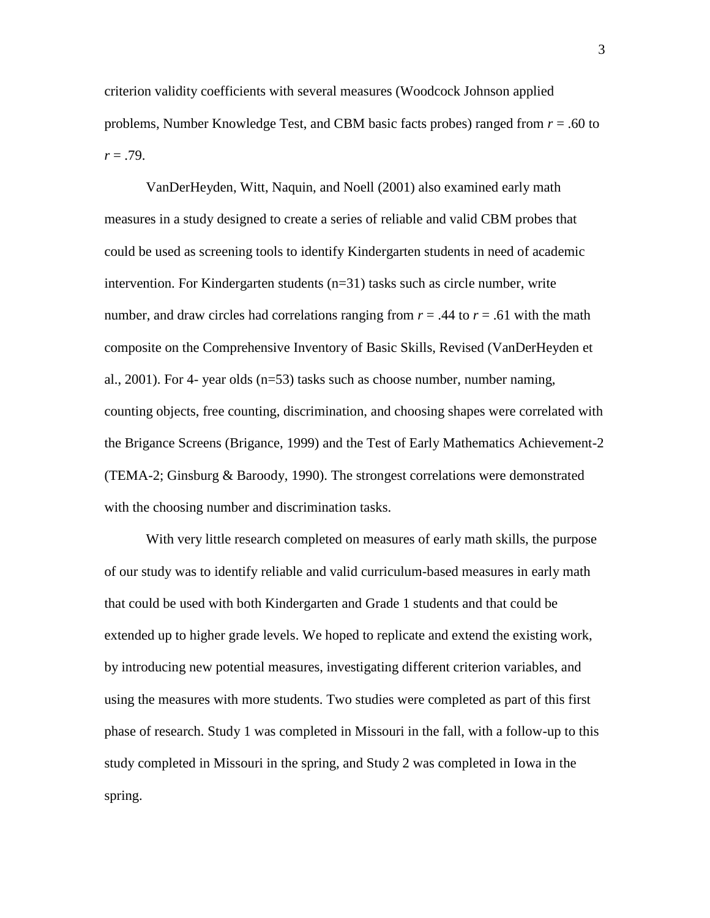criterion validity coefficients with several measures (Woodcock Johnson applied problems, Number Knowledge Test, and CBM basic facts probes) ranged from $r = .60$ to $r = .79$.

VanDerHeyden, Witt, Naquin, and Noell (2001) also examined early math measures in a study designed to create a series of reliable and valid CBM probes that could be used as screening tools to identify Kindergarten students in need of academic intervention. For Kindergarten students (n=31) tasks such as circle number, write number, and draw circles had correlations ranging from $r = .44$ to $r = .61$ with the math composite on the Comprehensive Inventory of Basic Skills, Revised (VanDerHeyden et al., 2001). For 4- year olds (n=53) tasks such as choose number, number naming, counting objects, free counting, discrimination, and choosing shapes were correlated with the Brigance Screens (Brigance, 1999) and the Test of Early Mathematics Achievement-2 (TEMA-2; Ginsburg & Baroody, 1990). The strongest correlations were demonstrated with the choosing number and discrimination tasks.

With very little research completed on measures of early math skills, the purpose of our study was to identify reliable and valid curriculum-based measures in early math that could be used with both Kindergarten and Grade 1 students and that could be extended up to higher grade levels. We hoped to replicate and extend the existing work, by introducing new potential measures, investigating different criterion variables, and using the measures with more students. Two studies were completed as part of this first phase of research. Study 1 was completed in Missouri in the fall, with a follow-up to this study completed in Missouri in the spring, and Study 2 was completed in Iowa in the spring.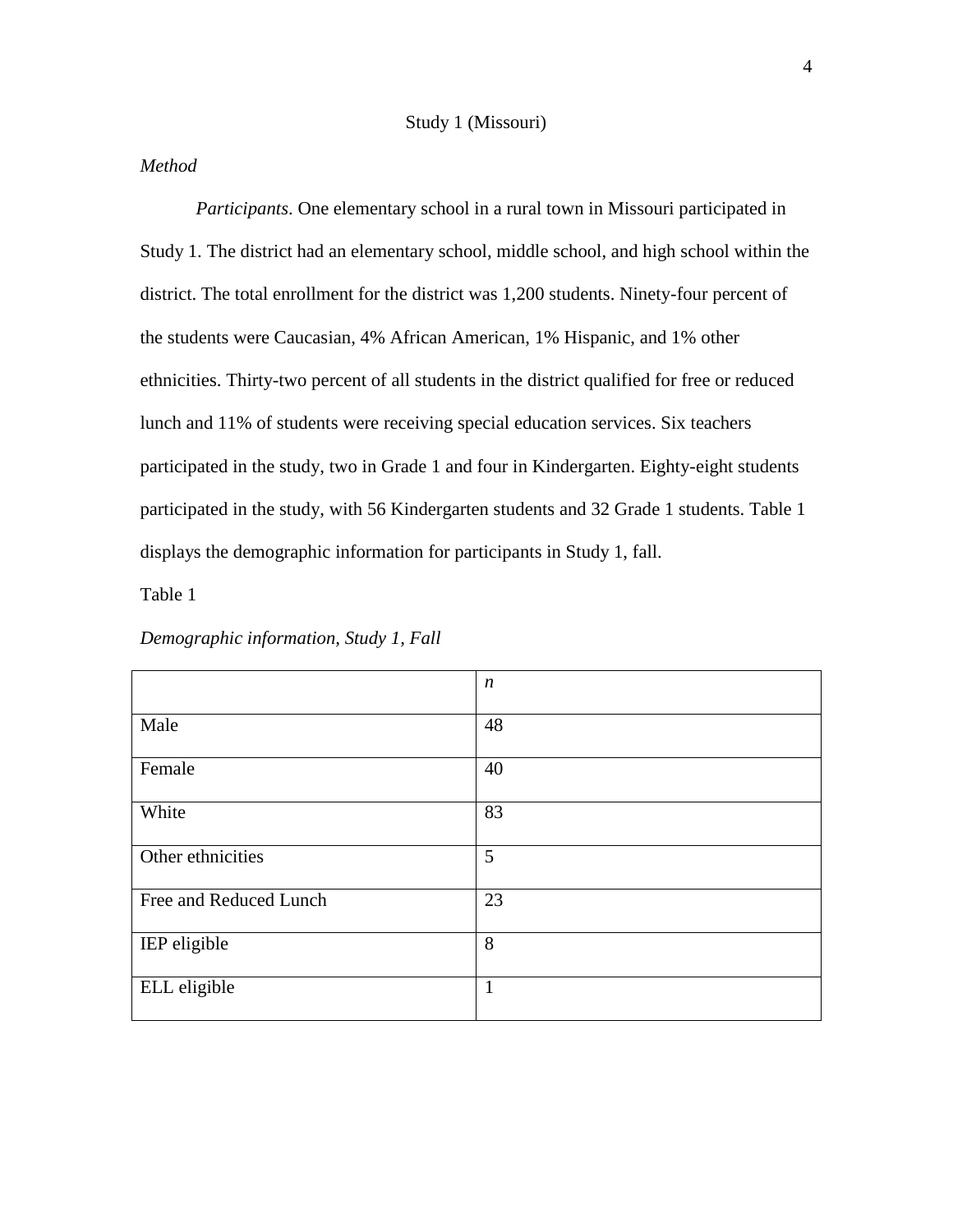## Study 1 (Missouri)

### *Method*

*Participants*. One elementary school in a rural town in Missouri participated in Study 1. The district had an elementary school, middle school, and high school within the district. The total enrollment for the district was 1,200 students. Ninety-four percent of the students were Caucasian, 4% African American, 1% Hispanic, and 1% other ethnicities. Thirty-two percent of all students in the district qualified for free or reduced lunch and 11% of students were receiving special education services. Six teachers participated in the study, two in Grade 1 and four in Kindergarten. Eighty-eight students participated in the study, with 56 Kindergarten students and 32 Grade 1 students. Table 1 displays the demographic information for participants in Study 1, fall.

Table 1

*Demographic information, Study 1, Fall*

| | *n* |
|---|---|
| Male | 48 |
| Female | 40 |
| White | 83 |
| Other ethnicities | 5 |
| Free and Reduced Lunch | 23 |
| IEP eligible | 8 |
| ELL eligible | 1 |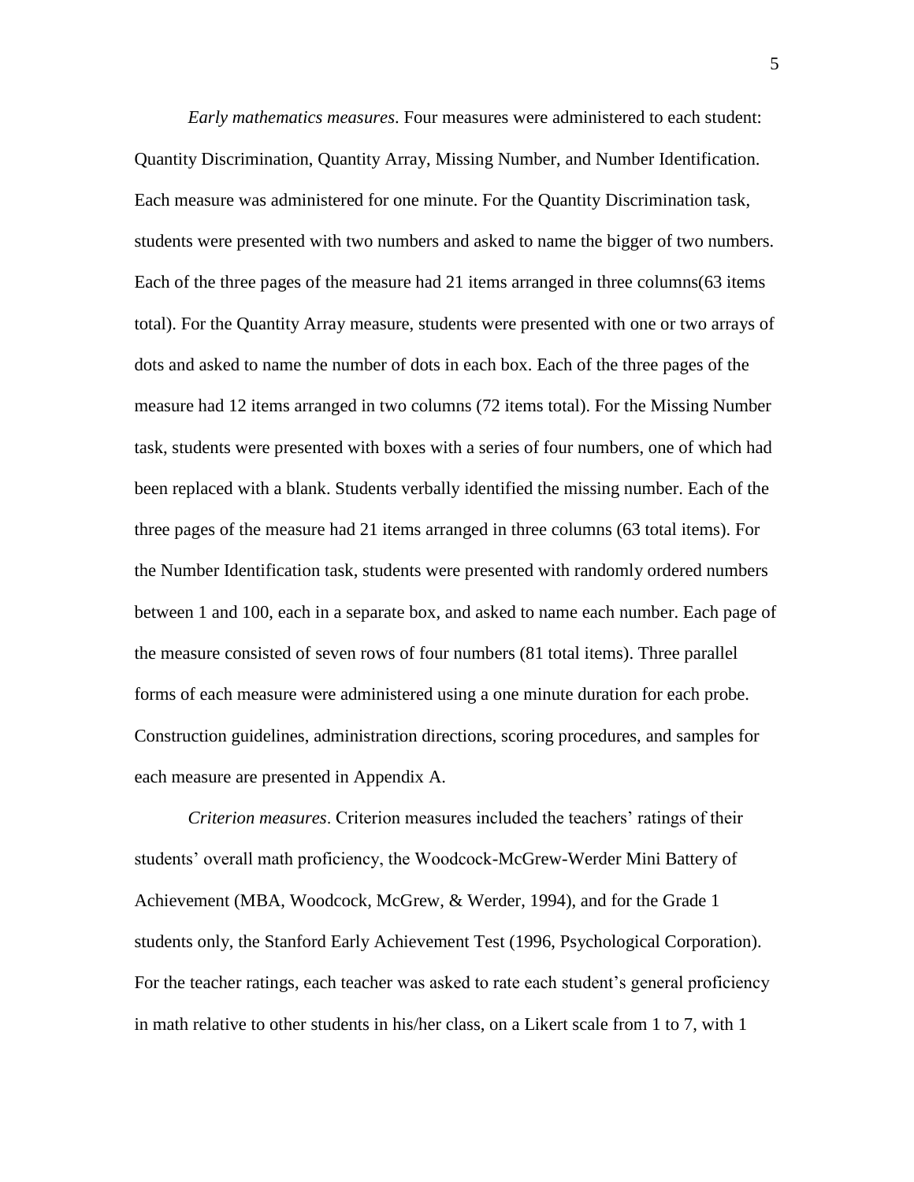*Early mathematics measures*. Four measures were administered to each student: Quantity Discrimination, Quantity Array, Missing Number, and Number Identification. Each measure was administered for one minute. For the Quantity Discrimination task, students were presented with two numbers and asked to name the bigger of two numbers. Each of the three pages of the measure had 21 items arranged in three columns(63 items total). For the Quantity Array measure, students were presented with one or two arrays of dots and asked to name the number of dots in each box. Each of the three pages of the measure had 12 items arranged in two columns (72 items total). For the Missing Number task, students were presented with boxes with a series of four numbers, one of which had been replaced with a blank. Students verbally identified the missing number. Each of the three pages of the measure had 21 items arranged in three columns (63 total items). For the Number Identification task, students were presented with randomly ordered numbers between 1 and 100, each in a separate box, and asked to name each number. Each page of the measure consisted of seven rows of four numbers (81 total items). Three parallel forms of each measure were administered using a one minute duration for each probe. Construction guidelines, administration directions, scoring procedures, and samples for each measure are presented in Appendix A.

*Criterion measures*. Criterion measures included the teachers' ratings of their students' overall math proficiency, the Woodcock-McGrew-Werder Mini Battery of Achievement (MBA, Woodcock, McGrew, & Werder, 1994), and for the Grade 1 students only, the Stanford Early Achievement Test (1996, Psychological Corporation). For the teacher ratings, each teacher was asked to rate each student's general proficiency in math relative to other students in his/her class, on a Likert scale from 1 to 7, with 1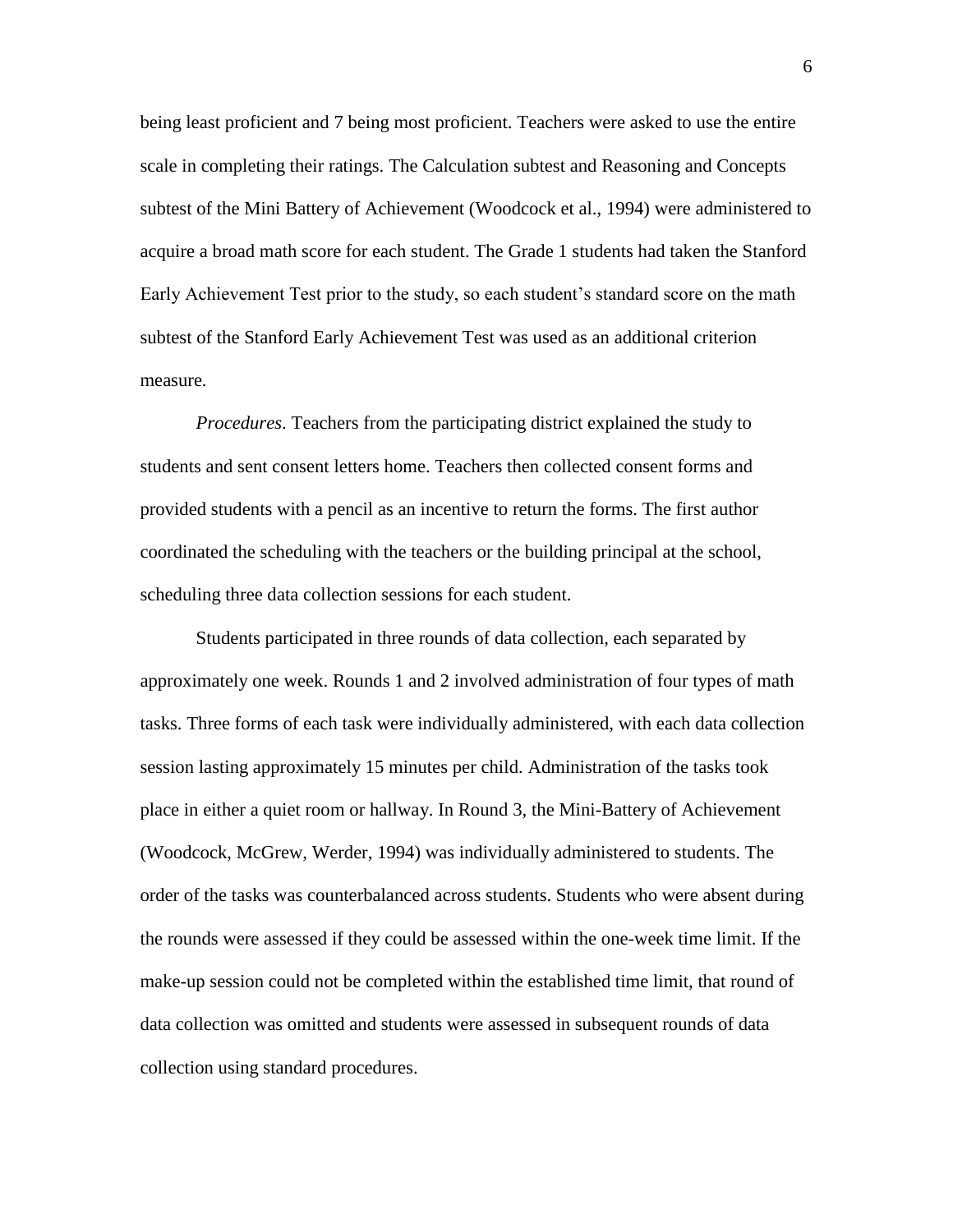being least proficient and 7 being most proficient. Teachers were asked to use the entire scale in completing their ratings. The Calculation subtest and Reasoning and Concepts subtest of the Mini Battery of Achievement (Woodcock et al., 1994) were administered to acquire a broad math score for each student. The Grade 1 students had taken the Stanford Early Achievement Test prior to the study, so each student's standard score on the math subtest of the Stanford Early Achievement Test was used as an additional criterion measure.

*Procedures*. Teachers from the participating district explained the study to students and sent consent letters home. Teachers then collected consent forms and provided students with a pencil as an incentive to return the forms. The first author coordinated the scheduling with the teachers or the building principal at the school, scheduling three data collection sessions for each student.

Students participated in three rounds of data collection, each separated by approximately one week. Rounds 1 and 2 involved administration of four types of math tasks. Three forms of each task were individually administered, with each data collection session lasting approximately 15 minutes per child. Administration of the tasks took place in either a quiet room or hallway. In Round 3, the Mini-Battery of Achievement (Woodcock, McGrew, Werder, 1994) was individually administered to students. The order of the tasks was counterbalanced across students. Students who were absent during the rounds were assessed if they could be assessed within the one-week time limit. If the make-up session could not be completed within the established time limit, that round of data collection was omitted and students were assessed in subsequent rounds of data collection using standard procedures.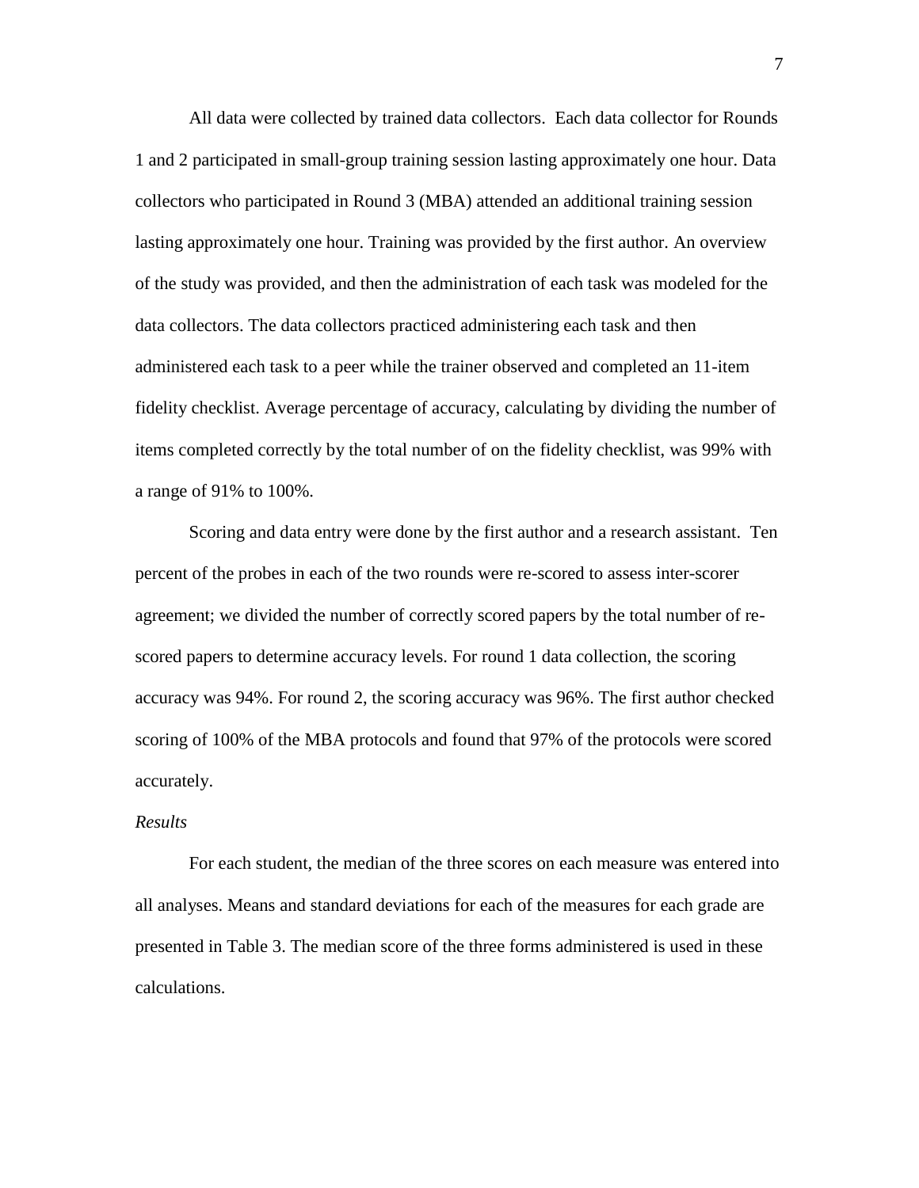All data were collected by trained data collectors. Each data collector for Rounds 1 and 2 participated in small-group training session lasting approximately one hour. Data collectors who participated in Round 3 (MBA) attended an additional training session lasting approximately one hour. Training was provided by the first author. An overview of the study was provided, and then the administration of each task was modeled for the data collectors. The data collectors practiced administering each task and then administered each task to a peer while the trainer observed and completed an 11-item fidelity checklist. Average percentage of accuracy, calculating by dividing the number of items completed correctly by the total number of on the fidelity checklist, was 99% with a range of 91% to 100%.

Scoring and data entry were done by the first author and a research assistant. Ten percent of the probes in each of the two rounds were re-scored to assess inter-scorer agreement; we divided the number of correctly scored papers by the total number of re-scored papers to determine accuracy levels. For round 1 data collection, the scoring accuracy was 94%. For round 2, the scoring accuracy was 96%. The first author checked scoring of 100% of the MBA protocols and found that 97% of the protocols were scored accurately.

*Results*

For each student, the median of the three scores on each measure was entered into all analyses. Means and standard deviations for each of the measures for each grade are presented in Table 3. The median score of the three forms administered is used in these calculations.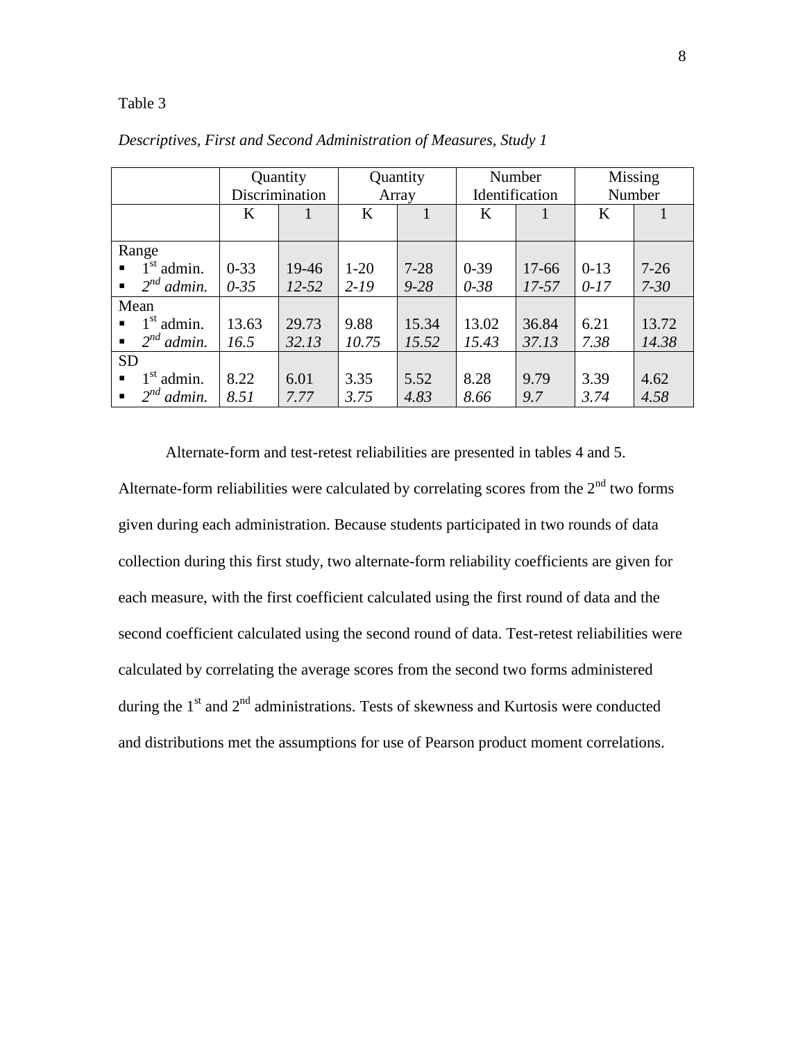Table 3

*Descriptives, First and Second Administration of Measures, Study 1*

| | Quantity Discrimination | | Quantity Array | | Number Identification | | Missing Number | |
|---|---|---|---|---|---|---|---|---|
| | K | 1 | K | 1 | K | 1 | K | 1 |
| Range | | | | | | | | |
| ▪ 1st admin. | 0-33 | 19-46 | 1-20 | 7-28 | 0-39 | 17-66 | 0-13 | 7-26 |
| ▪ *2nd admin.* | *0-35* | *12-52* | *2-19* | *9-28* | *0-38* | *17-57* | *0-17* | *7-30* |
| Mean | | | | | | | | |
| ▪ 1st admin. | 13.63 | 29.73 | 9.88 | 15.34 | 13.02 | 36.84 | 6.21 | 13.72 |
| ▪ *2nd admin.* | *16.5* | *32.13* | *10.75* | *15.52* | *15.43* | *37.13* | *7.38* | *14.38* |
| SD | | | | | | | | |
| ▪ 1st admin. | 8.22 | 6.01 | 3.35 | 5.52 | 8.28 | 9.79 | 3.39 | 4.62 |
| ▪ *2nd admin.* | *8.51* | *7.77* | *3.75* | *4.83* | *8.66* | *9.7* | *3.74* | *4.58* |

Alternate-form and test-retest reliabilities are presented in tables 4 and 5. Alternate-form reliabilities were calculated by correlating scores from the 2nd two forms given during each administration. Because students participated in two rounds of data collection during this first study, two alternate-form reliability coefficients are given for each measure, with the first coefficient calculated using the first round of data and the second coefficient calculated using the second round of data. Test-retest reliabilities were calculated by correlating the average scores from the second two forms administered during the 1st and 2nd administrations. Tests of skewness and Kurtosis were conducted and distributions met the assumptions for use of Pearson product moment correlations.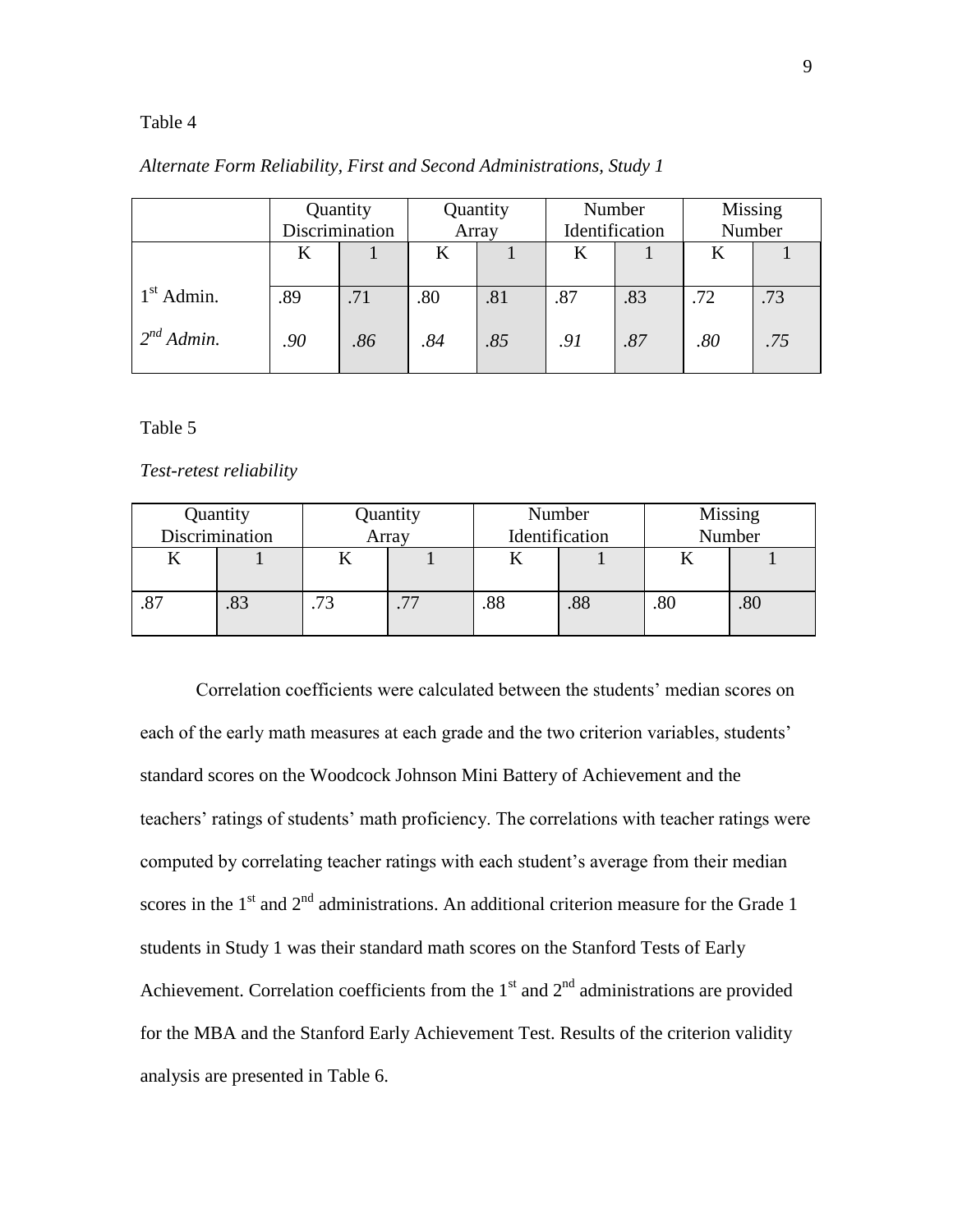Table 4

*Alternate Form Reliability, First and Second Administrations, Study 1*

| | Quantity Discrimination | | Quantity Array | | Number Identification | | Missing Number | |
|---|---|---|---|---|---|---|---|---|
| | K | 1 | K | 1 | K | 1 | K | 1 |
| 1st Admin. | .89 | .71 | .80 | .81 | .87 | .83 | .72 | .73 |
| *2nd Admin.* | *.90* | *.86* | *.84* | *.85* | *.91* | *.87* | *.80* | *.75* |

Table 5

*Test-retest reliability*

| Quantity Discrimination | | Quantity Array | | Number Identification | | Missing Number | |
|---|---|---|---|---|---|---|---|
| K | 1 | K | 1 | K | 1 | K | 1 |
| .87 | .83 | .73 | .77 | .88 | .88 | .80 | .80 |

Correlation coefficients were calculated between the students' median scores on each of the early math measures at each grade and the two criterion variables, students' standard scores on the Woodcock Johnson Mini Battery of Achievement and the teachers' ratings of students' math proficiency. The correlations with teacher ratings were computed by correlating teacher ratings with each student's average from their median scores in the 1st and 2nd administrations. An additional criterion measure for the Grade 1 students in Study 1 was their standard math scores on the Stanford Tests of Early Achievement. Correlation coefficients from the 1st and 2nd administrations are provided for the MBA and the Stanford Early Achievement Test. Results of the criterion validity analysis are presented in Table 6.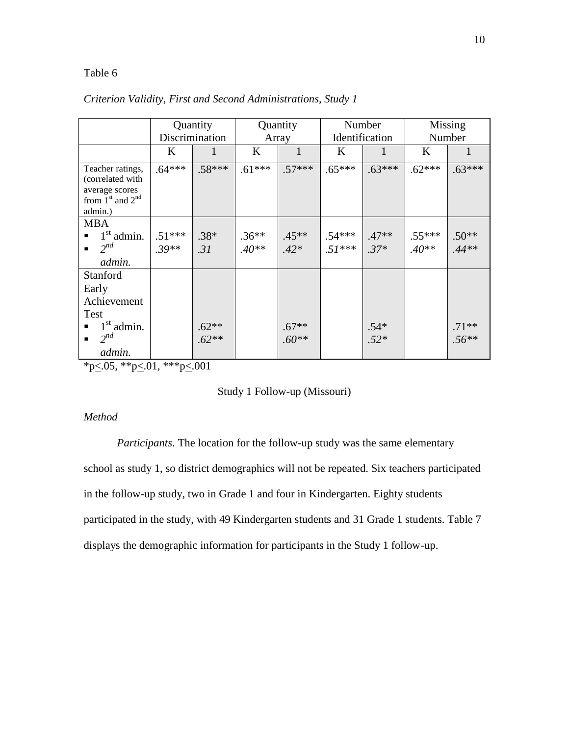Table 6

*Criterion Validity, First and Second Administrations, Study 1*

| | Quantity Discrimination | | Quantity Array | | Number Identification | | Missing Number | |
|---|---|---|---|---|---|---|---|---|
| | K | 1 | K | 1 | K | 1 | K | 1 |
| Teacher ratings, (correlated with average scores from 1st and 2nd admin.) | .64*** | .58*** | .61*** | .57*** | .65*** | .63*** | .62*** | .63*** |
| MBA<br>▪ 1st admin.<br>▪ *2nd admin.* | .51***<br>*.39*** | .38*<br>*.31* | .36**<br>*.40*** | .45**<br>*.42** | .54***<br>*.51**** | .47**<br>*.37** | .55***<br>*.40*** | .50**<br>*.44*** |
| Stanford Early Achievement Test<br>▪ 1st admin.<br>▪ *2nd admin.* | | .62**<br>*.62*** | | .67**<br>*.60*** | | .54*<br>*.52** | | .71**<br>*.56*** |

*p≤.05, **p≤.01, ***p≤.001

Study 1 Follow-up (Missouri)

*Method*

*Participants*. The location for the follow-up study was the same elementary school as study 1, so district demographics will not be repeated. Six teachers participated in the follow-up study, two in Grade 1 and four in Kindergarten. Eighty students participated in the study, with 49 Kindergarten students and 31 Grade 1 students. Table 7 displays the demographic information for participants in the Study 1 follow-up.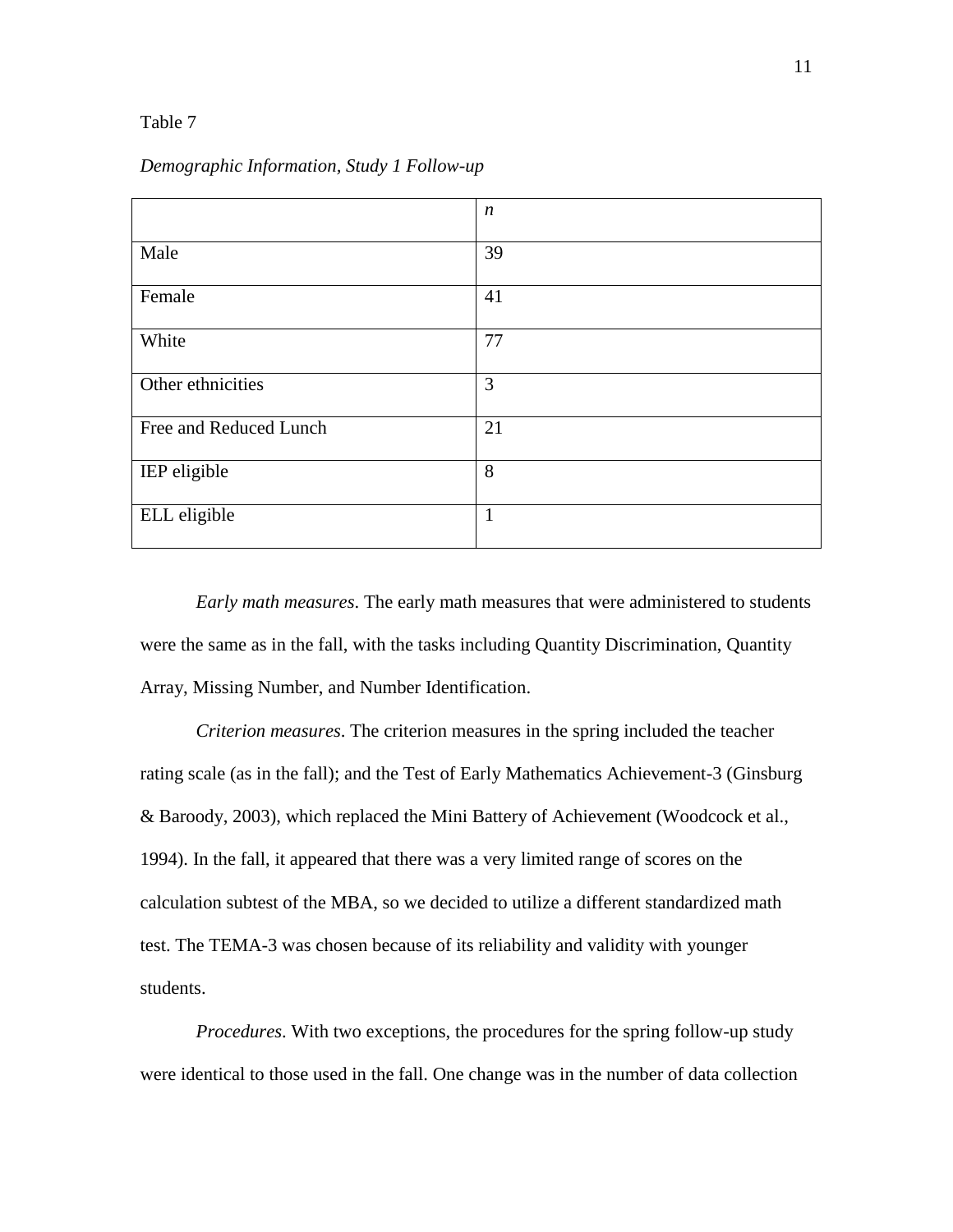Table 7

*Demographic Information, Study 1 Follow-up*

| | *n* |
|---|---|
| Male | 39 |
| Female | 41 |
| White | 77 |
| Other ethnicities | 3 |
| Free and Reduced Lunch | 21 |
| IEP eligible | 8 |
| ELL eligible | 1 |

*Early math measures*. The early math measures that were administered to students were the same as in the fall, with the tasks including Quantity Discrimination, Quantity Array, Missing Number, and Number Identification.

*Criterion measures*. The criterion measures in the spring included the teacher rating scale (as in the fall); and the Test of Early Mathematics Achievement-3 (Ginsburg & Baroody, 2003), which replaced the Mini Battery of Achievement (Woodcock et al., 1994). In the fall, it appeared that there was a very limited range of scores on the calculation subtest of the MBA, so we decided to utilize a different standardized math test. The TEMA-3 was chosen because of its reliability and validity with younger students.

*Procedures*. With two exceptions, the procedures for the spring follow-up study were identical to those used in the fall. One change was in the number of data collection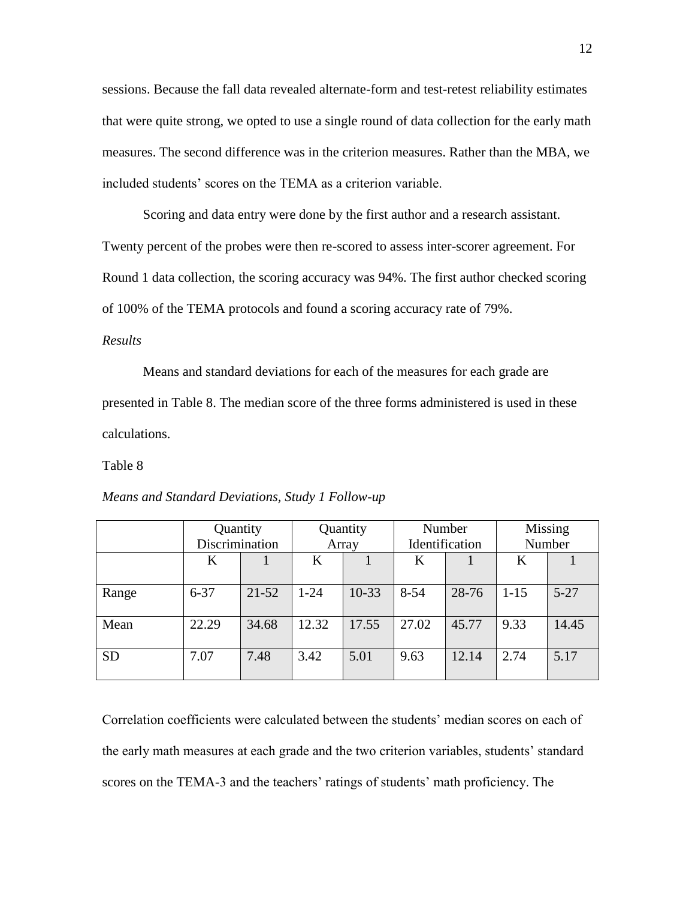sessions. Because the fall data revealed alternate-form and test-retest reliability estimates that were quite strong, we opted to use a single round of data collection for the early math measures. The second difference was in the criterion measures. Rather than the MBA, we included students' scores on the TEMA as a criterion variable.

Scoring and data entry were done by the first author and a research assistant. Twenty percent of the probes were then re-scored to assess inter-scorer agreement. For Round 1 data collection, the scoring accuracy was 94%. The first author checked scoring of 100% of the TEMA protocols and found a scoring accuracy rate of 79%.

*Results*

Means and standard deviations for each of the measures for each grade are presented in Table 8. The median score of the three forms administered is used in these calculations.

Table 8

*Means and Standard Deviations, Study 1 Follow-up*

| | Quantity Discrimination | | Quantity Array | | Number Identification | | Missing Number | |
|---|---|---|---|---|---|---|---|---|
| | K | 1 | K | 1 | K | 1 | K | 1 |
| Range | 6-37 | 21-52 | 1-24 | 10-33 | 8-54 | 28-76 | 1-15 | 5-27 |
| Mean | 22.29 | 34.68 | 12.32 | 17.55 | 27.02 | 45.77 | 9.33 | 14.45 |
| SD | 7.07 | 7.48 | 3.42 | 5.01 | 9.63 | 12.14 | 2.74 | 5.17 |

Correlation coefficients were calculated between the students' median scores on each of the early math measures at each grade and the two criterion variables, students' standard scores on the TEMA-3 and the teachers' ratings of students' math proficiency. The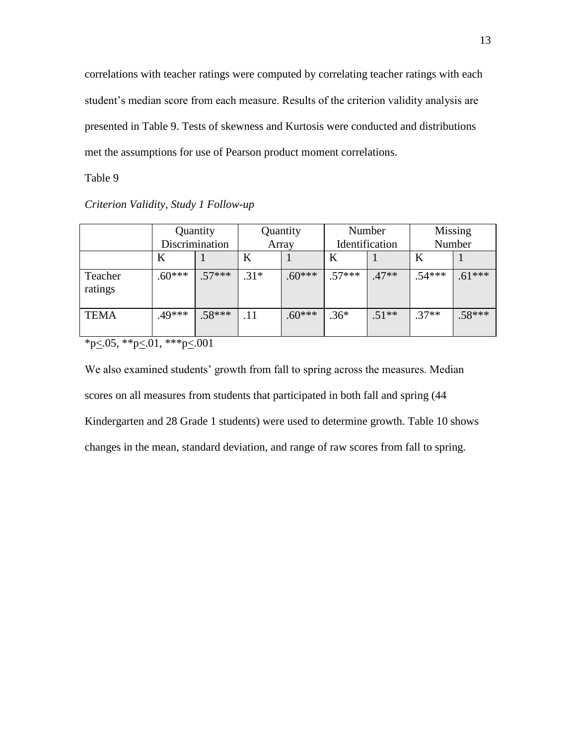correlations with teacher ratings were computed by correlating teacher ratings with each student's median score from each measure. Results of the criterion validity analysis are presented in Table 9. Tests of skewness and Kurtosis were conducted and distributions met the assumptions for use of Pearson product moment correlations.

Table 9

*Criterion Validity, Study 1 Follow-up*

| | Quantity Discrimination | | Quantity Array | | Number Identification | | Missing Number | |
|---|---|---|---|---|---|---|---|---|
| | K | 1 | K | 1 | K | 1 | K | 1 |
| Teacher ratings | .60*** | .57*** | .31* | .60*** | .57*** | .47** | .54*** | .61*** |
| TEMA | .49*** | .58*** | .11 | .60*** | .36* | .51** | .37** | .58*** |

*p≤.05, **p≤.01, ***p≤.001

We also examined students' growth from fall to spring across the measures. Median scores on all measures from students that participated in both fall and spring (44 Kindergarten and 28 Grade 1 students) were used to determine growth. Table 10 shows changes in the mean, standard deviation, and range of raw scores from fall to spring.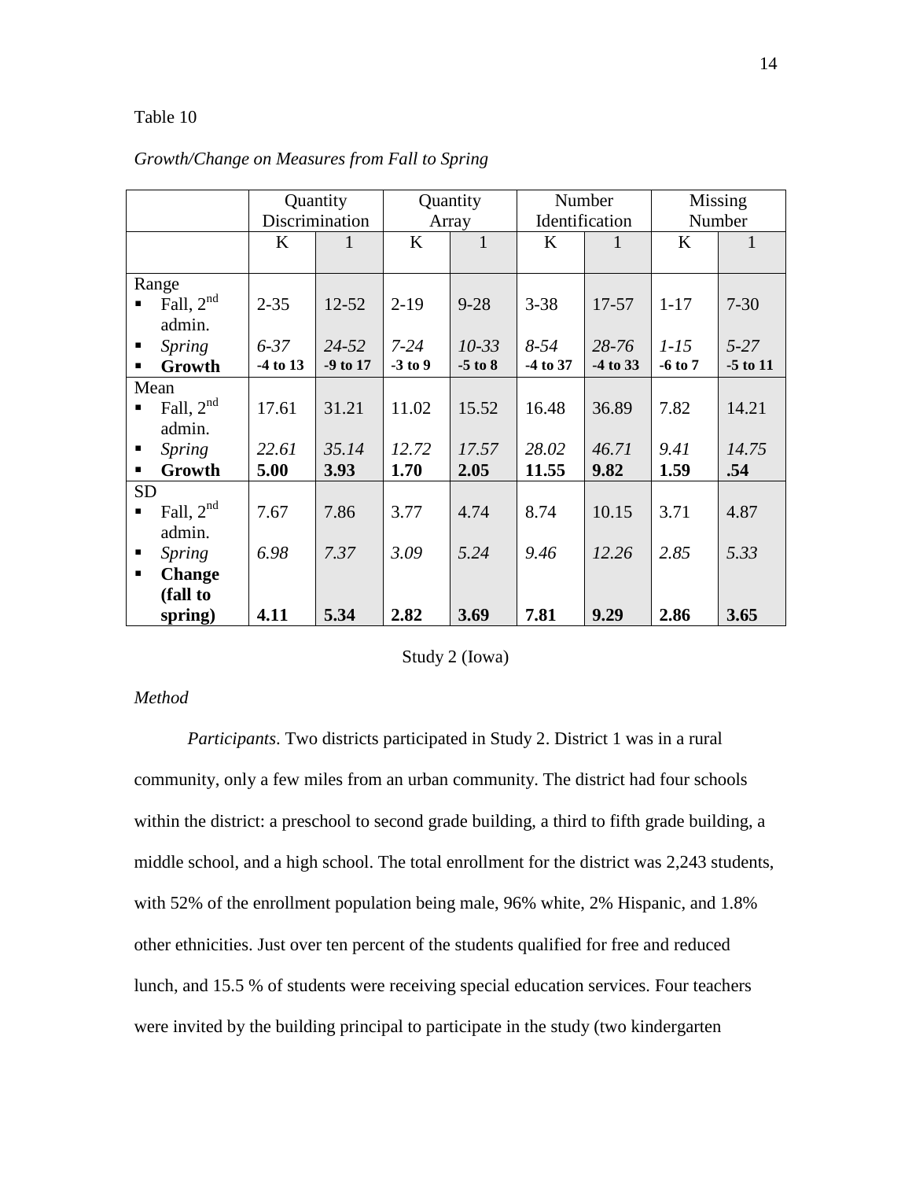Table 10

*Growth/Change on Measures from Fall to Spring*

| | Quantity Discrimination | | Quantity Array | | Number Identification | | Missing Number | |
|---|---|---|---|---|---|---|---|---|
| | K | 1 | K | 1 | K | 1 | K | 1 |
| Range | | | | | | | | |
| ▪ Fall, $2^{nd}$ admin. | 2-35 | 12-52 | 2-19 | 9-28 | 3-38 | 17-57 | 1-17 | 7-30 |
| ▪ *Spring* | *6-37* | *24-52* | *7-24* | *10-33* | *8-54* | *28-76* | *1-15* | *5-27* |
| ▪ **Growth** | **-4 to 13** | **-9 to 17** | **-3 to 9** | **-5 to 8** | **-4 to 37** | **-4 to 33** | **-6 to 7** | **-5 to 11** |
| Mean | | | | | | | | |
| ▪ Fall, $2^{nd}$ admin. | 17.61 | 31.21 | 11.02 | 15.52 | 16.48 | 36.89 | 7.82 | 14.21 |
| ▪ *Spring* | *22.61* | *35.14* | *12.72* | *17.57* | *28.02* | *46.71* | *9.41* | *14.75* |
| ▪ **Growth** | **5.00** | **3.93** | **1.70** | **2.05** | **11.55** | **9.82** | **1.59** | **.54** |
| SD | | | | | | | | |
| ▪ Fall, $2^{nd}$ admin. | 7.67 | 7.86 | 3.77 | 4.74 | 8.74 | 10.15 | 3.71 | 4.87 |
| ▪ *Spring* | *6.98* | *7.37* | *3.09* | *5.24* | *9.46* | *12.26* | *2.85* | *5.33* |
| ▪ **Change (fall to spring)** | **4.11** | **5.34** | **2.82** | **3.69** | **7.81** | **9.29** | **2.86** | **3.65** |

Study 2 (Iowa)

*Method*

*Participants*. Two districts participated in Study 2. District 1 was in a rural community, only a few miles from an urban community. The district had four schools within the district: a preschool to second grade building, a third to fifth grade building, a middle school, and a high school. The total enrollment for the district was 2,243 students, with 52% of the enrollment population being male, 96% white, 2% Hispanic, and 1.8% other ethnicities. Just over ten percent of the students qualified for free and reduced lunch, and 15.5 % of students were receiving special education services. Four teachers were invited by the building principal to participate in the study (two kindergarten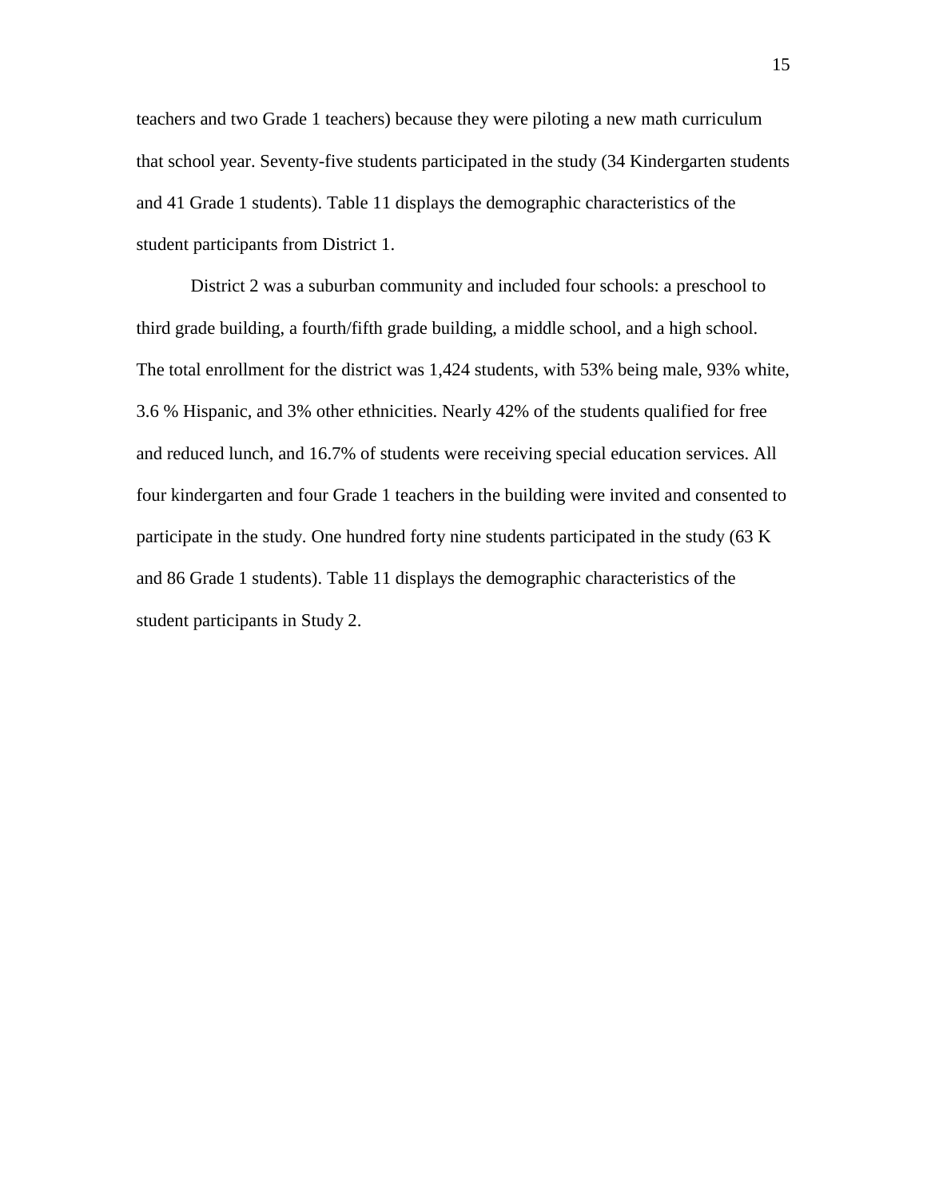teachers and two Grade 1 teachers) because they were piloting a new math curriculum that school year. Seventy-five students participated in the study (34 Kindergarten students and 41 Grade 1 students). Table 11 displays the demographic characteristics of the student participants from District 1.

District 2 was a suburban community and included four schools: a preschool to third grade building, a fourth/fifth grade building, a middle school, and a high school. The total enrollment for the district was 1,424 students, with 53% being male, 93% white, 3.6 % Hispanic, and 3% other ethnicities. Nearly 42% of the students qualified for free and reduced lunch, and 16.7% of students were receiving special education services. All four kindergarten and four Grade 1 teachers in the building were invited and consented to participate in the study. One hundred forty nine students participated in the study (63 K and 86 Grade 1 students). Table 11 displays the demographic characteristics of the student participants in Study 2.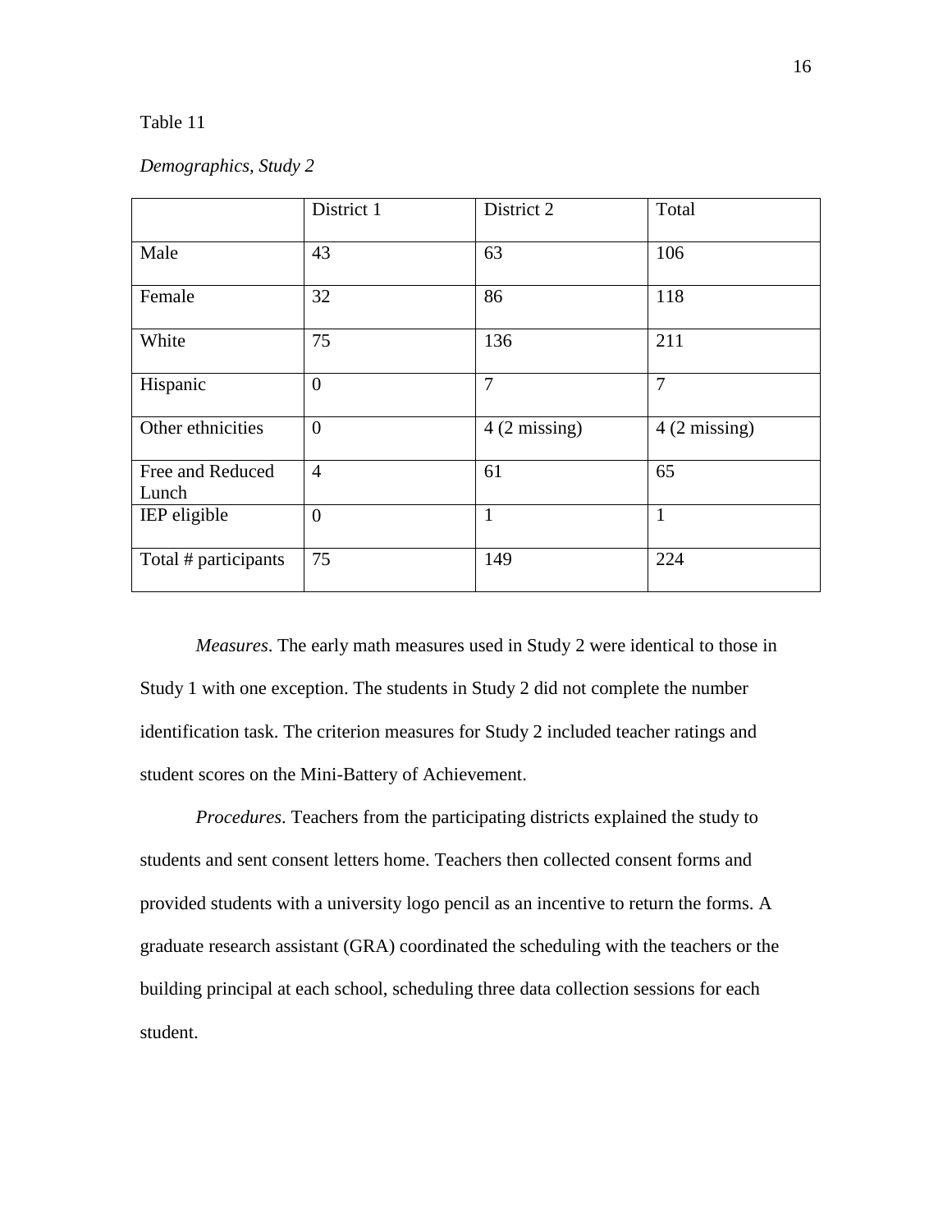Table 11

*Demographics, Study 2*

| | District 1 | District 2 | Total |
|---|---|---|---|
| Male | 43 | 63 | 106 |
| Female | 32 | 86 | 118 |
| White | 75 | 136 | 211 |
| Hispanic | 0 | 7 | 7 |
| Other ethnicities | 0 | 4 (2 missing) | 4 (2 missing) |
| Free and Reduced Lunch | 4 | 61 | 65 |
| IEP eligible | 0 | 1 | 1 |
| Total # participants | 75 | 149 | 224 |

*Measures*. The early math measures used in Study 2 were identical to those in Study 1 with one exception. The students in Study 2 did not complete the number identification task. The criterion measures for Study 2 included teacher ratings and student scores on the Mini-Battery of Achievement.

*Procedures*. Teachers from the participating districts explained the study to students and sent consent letters home. Teachers then collected consent forms and provided students with a university logo pencil as an incentive to return the forms. A graduate research assistant (GRA) coordinated the scheduling with the teachers or the building principal at each school, scheduling three data collection sessions for each student.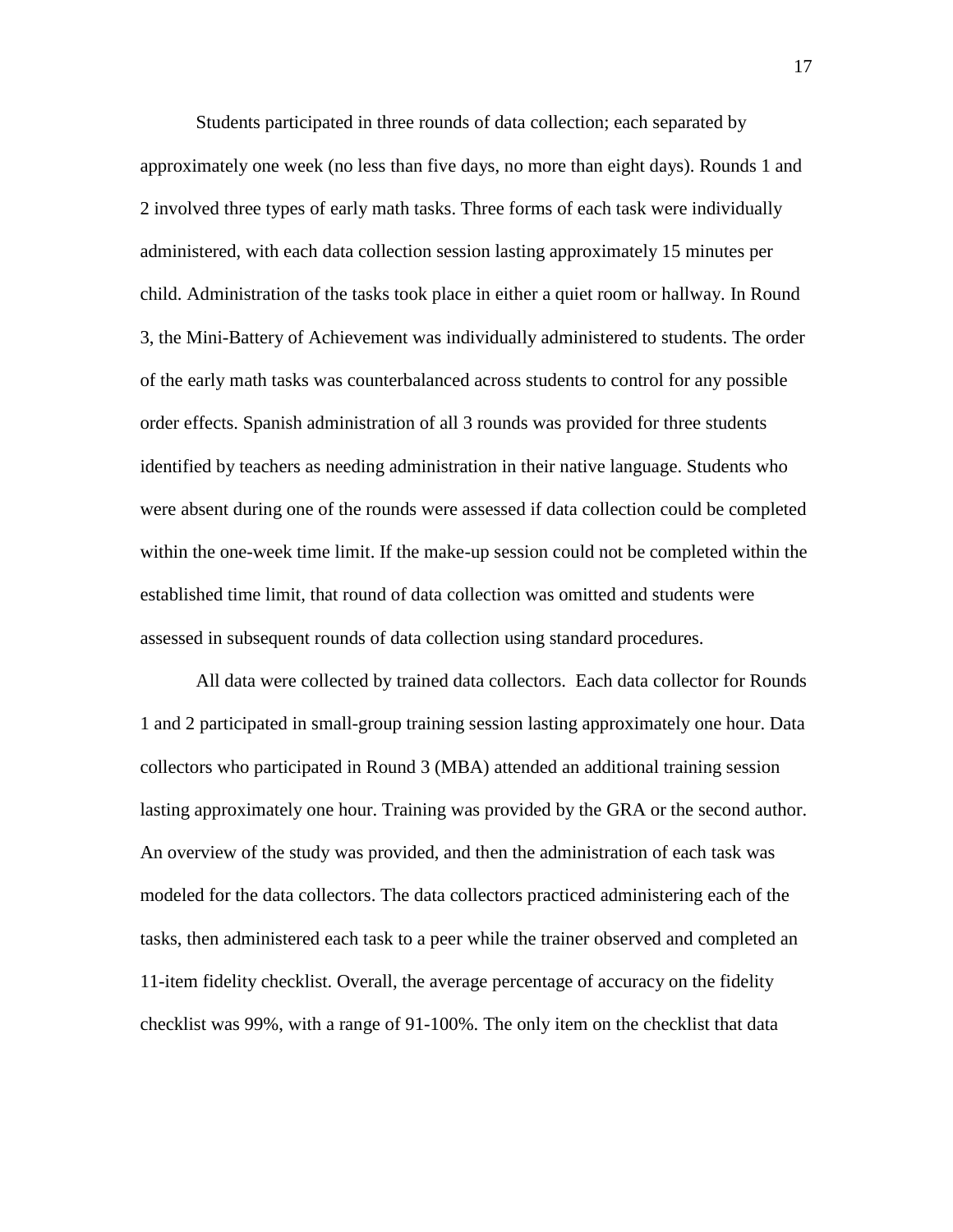Students participated in three rounds of data collection; each separated by approximately one week (no less than five days, no more than eight days). Rounds 1 and 2 involved three types of early math tasks. Three forms of each task were individually administered, with each data collection session lasting approximately 15 minutes per child. Administration of the tasks took place in either a quiet room or hallway. In Round 3, the Mini-Battery of Achievement was individually administered to students. The order of the early math tasks was counterbalanced across students to control for any possible order effects. Spanish administration of all 3 rounds was provided for three students identified by teachers as needing administration in their native language. Students who were absent during one of the rounds were assessed if data collection could be completed within the one-week time limit. If the make-up session could not be completed within the established time limit, that round of data collection was omitted and students were assessed in subsequent rounds of data collection using standard procedures.

All data were collected by trained data collectors. Each data collector for Rounds 1 and 2 participated in small-group training session lasting approximately one hour. Data collectors who participated in Round 3 (MBA) attended an additional training session lasting approximately one hour. Training was provided by the GRA or the second author. An overview of the study was provided, and then the administration of each task was modeled for the data collectors. The data collectors practiced administering each of the tasks, then administered each task to a peer while the trainer observed and completed an 11-item fidelity checklist. Overall, the average percentage of accuracy on the fidelity checklist was 99%, with a range of 91-100%. The only item on the checklist that data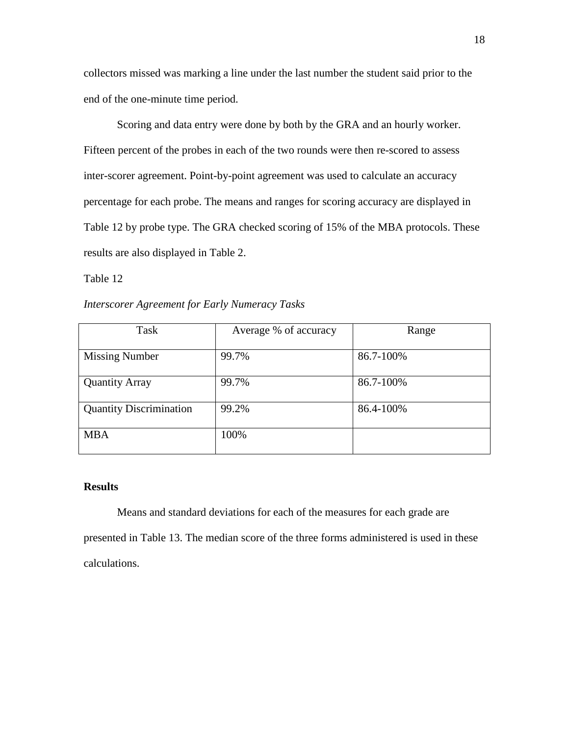collectors missed was marking a line under the last number the student said prior to the end of the one-minute time period.

Scoring and data entry were done by both by the GRA and an hourly worker. Fifteen percent of the probes in each of the two rounds were then re-scored to assess inter-scorer agreement. Point-by-point agreement was used to calculate an accuracy percentage for each probe. The means and ranges for scoring accuracy are displayed in Table 12 by probe type. The GRA checked scoring of 15% of the MBA protocols. These results are also displayed in Table 2.

Table 12

*Interscorer Agreement for Early Numeracy Tasks*

| Task | Average % of accuracy | Range |
| --- | --- | --- |
| Missing Number | 99.7% | 86.7-100% |
| Quantity Array | 99.7% | 86.7-100% |
| Quantity Discrimination | 99.2% | 86.4-100% |
| MBA | 100% | |

**Results**

Means and standard deviations for each of the measures for each grade are presented in Table 13. The median score of the three forms administered is used in these calculations.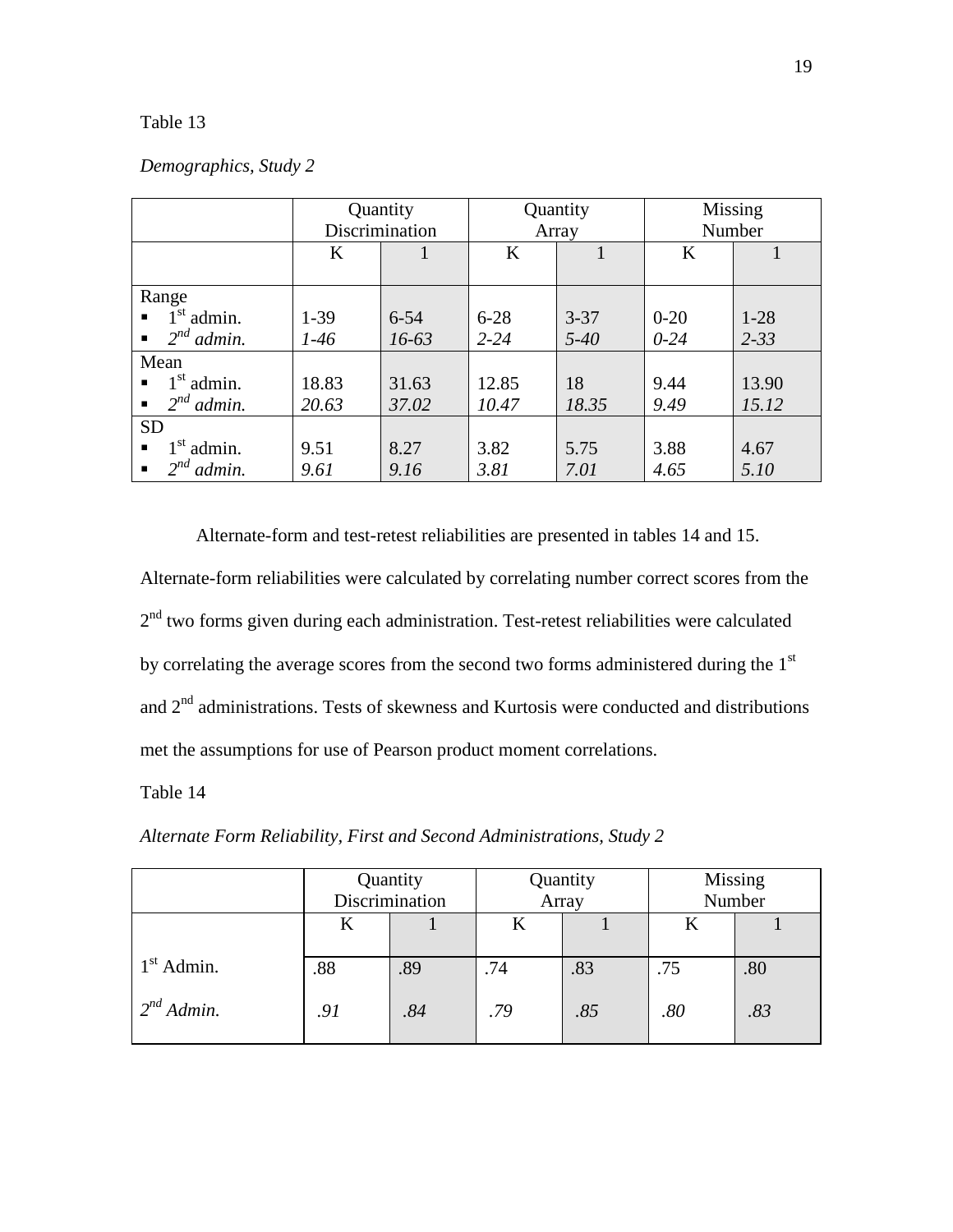Table 13

*Demographics, Study 2*

| | Quantity Discrimination | | Quantity Array | | Missing Number | |
|---|---|---|---|---|---|---|
| | K | 1 | K | 1 | K | 1 |
| Range | | | | | | |
| ▪ 1st admin. | 1-39 | 6-54 | 6-28 | 3-37 | 0-20 | 1-28 |
| ▪ *2nd admin.* | *1-46* | *16-63* | *2-24* | *5-40* | *0-24* | *2-33* |
| Mean | | | | | | |
| ▪ 1st admin. | 18.83 | 31.63 | 12.85 | 18 | 9.44 | 13.90 |
| ▪ *2nd admin.* | *20.63* | *37.02* | *10.47* | *18.35* | *9.49* | *15.12* |
| SD | | | | | | |
| ▪ 1st admin. | 9.51 | 8.27 | 3.82 | 5.75 | 3.88 | 4.67 |
| ▪ *2nd admin.* | *9.61* | *9.16* | *3.81* | *7.01* | *4.65* | *5.10* |

Alternate-form and test-retest reliabilities are presented in tables 14 and 15. Alternate-form reliabilities were calculated by correlating number correct scores from the 2nd two forms given during each administration. Test-retest reliabilities were calculated by correlating the average scores from the second two forms administered during the 1st and 2nd administrations. Tests of skewness and Kurtosis were conducted and distributions met the assumptions for use of Pearson product moment correlations.

Table 14

*Alternate Form Reliability, First and Second Administrations, Study 2*

| | Quantity Discrimination | | Quantity Array | | Missing Number | |
|---|---|---|---|---|---|---|
| | K | 1 | K | 1 | K | 1 |
| 1st Admin. | .88 | .89 | .74 | .83 | .75 | .80 |
| *2nd Admin.* | *.91* | *.84* | *.79* | *.85* | *.80* | *.83* |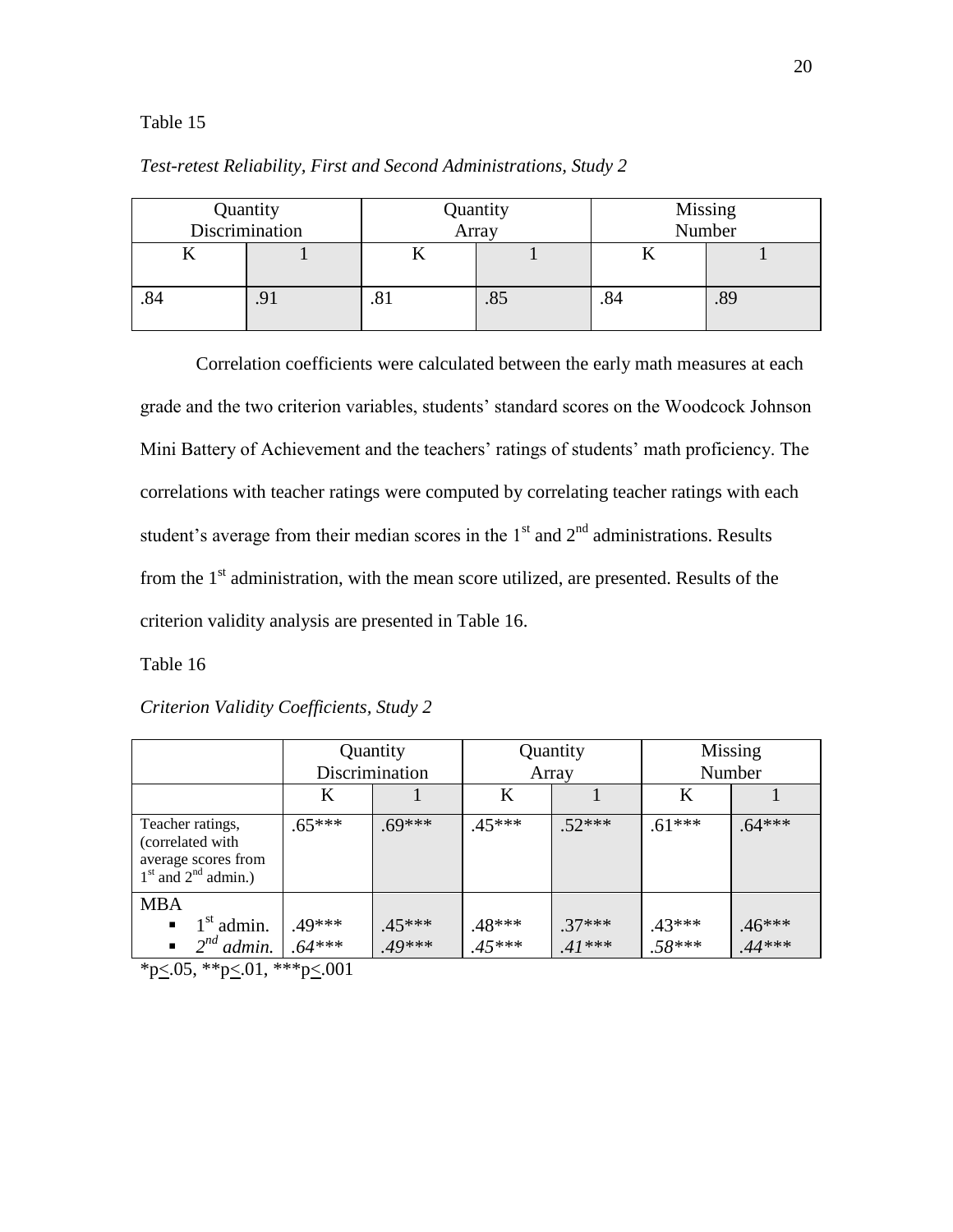Table 15

*Test-retest Reliability, First and Second Administrations, Study 2*

| Quantity Discrimination | | Quantity Array | | Missing Number | |
|---|---|---|---|---|---|
| K | 1 | K | 1 | K | 1 |
| .84 | .91 | .81 | .85 | .84 | .89 |

Correlation coefficients were calculated between the early math measures at each grade and the two criterion variables, students' standard scores on the Woodcock Johnson Mini Battery of Achievement and the teachers' ratings of students' math proficiency. The correlations with teacher ratings were computed by correlating teacher ratings with each student's average from their median scores in the 1st and 2nd administrations. Results from the 1st administration, with the mean score utilized, are presented. Results of the criterion validity analysis are presented in Table 16.

Table 16

*Criterion Validity Coefficients, Study 2*

| | Quantity Discrimination | | Quantity Array | | Missing Number | |
|---|---|---|---|---|---|---|
| | K | 1 | K | 1 | K | 1 |
| Teacher ratings, (correlated with average scores from 1st and 2nd admin.) | .65*** | .69*** | .45*** | .52*** | .61*** | .64*** |
| MBA | | | | | | |
| ▪ 1st admin. | .49*** | .45*** | .48*** | .37*** | .43*** | .46*** |
| ▪ *2nd admin.* | *.64**** | *.49**** | *.45**** | *.41**** | *.58**** | *.44**** |

*p≤.05, **p≤.01, ***p≤.001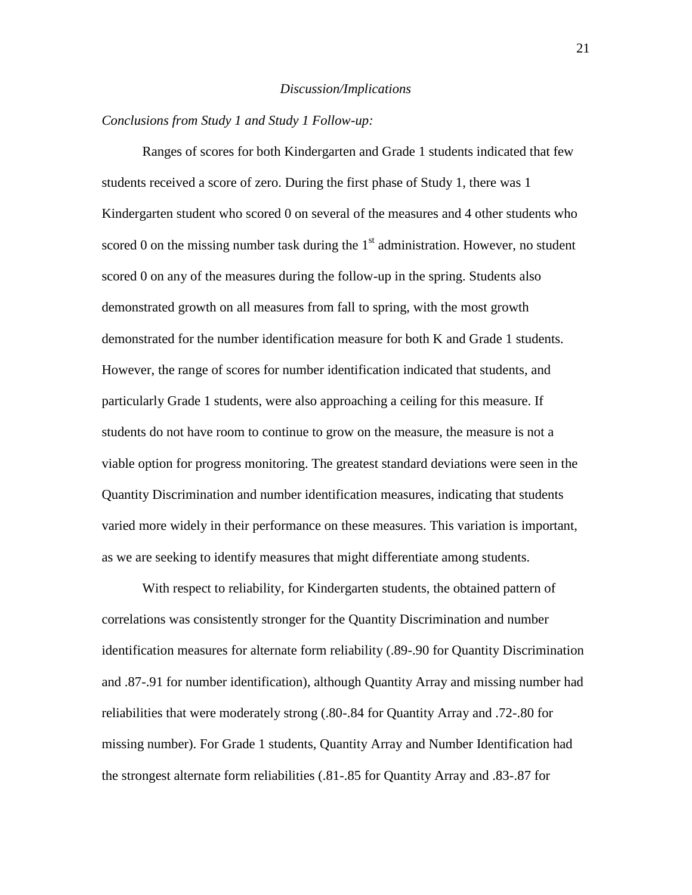*Discussion/Implications*

*Conclusions from Study 1 and Study 1 Follow-up:*

Ranges of scores for both Kindergarten and Grade 1 students indicated that few students received a score of zero. During the first phase of Study 1, there was 1 Kindergarten student who scored 0 on several of the measures and 4 other students who scored 0 on the missing number task during the 1st administration. However, no student scored 0 on any of the measures during the follow-up in the spring. Students also demonstrated growth on all measures from fall to spring, with the most growth demonstrated for the number identification measure for both K and Grade 1 students. However, the range of scores for number identification indicated that students, and particularly Grade 1 students, were also approaching a ceiling for this measure. If students do not have room to continue to grow on the measure, the measure is not a viable option for progress monitoring. The greatest standard deviations were seen in the Quantity Discrimination and number identification measures, indicating that students varied more widely in their performance on these measures. This variation is important, as we are seeking to identify measures that might differentiate among students.

With respect to reliability, for Kindergarten students, the obtained pattern of correlations was consistently stronger for the Quantity Discrimination and number identification measures for alternate form reliability (.89-.90 for Quantity Discrimination and .87-.91 for number identification), although Quantity Array and missing number had reliabilities that were moderately strong (.80-.84 for Quantity Array and .72-.80 for missing number). For Grade 1 students, Quantity Array and Number Identification had the strongest alternate form reliabilities (.81-.85 for Quantity Array and .83-.87 for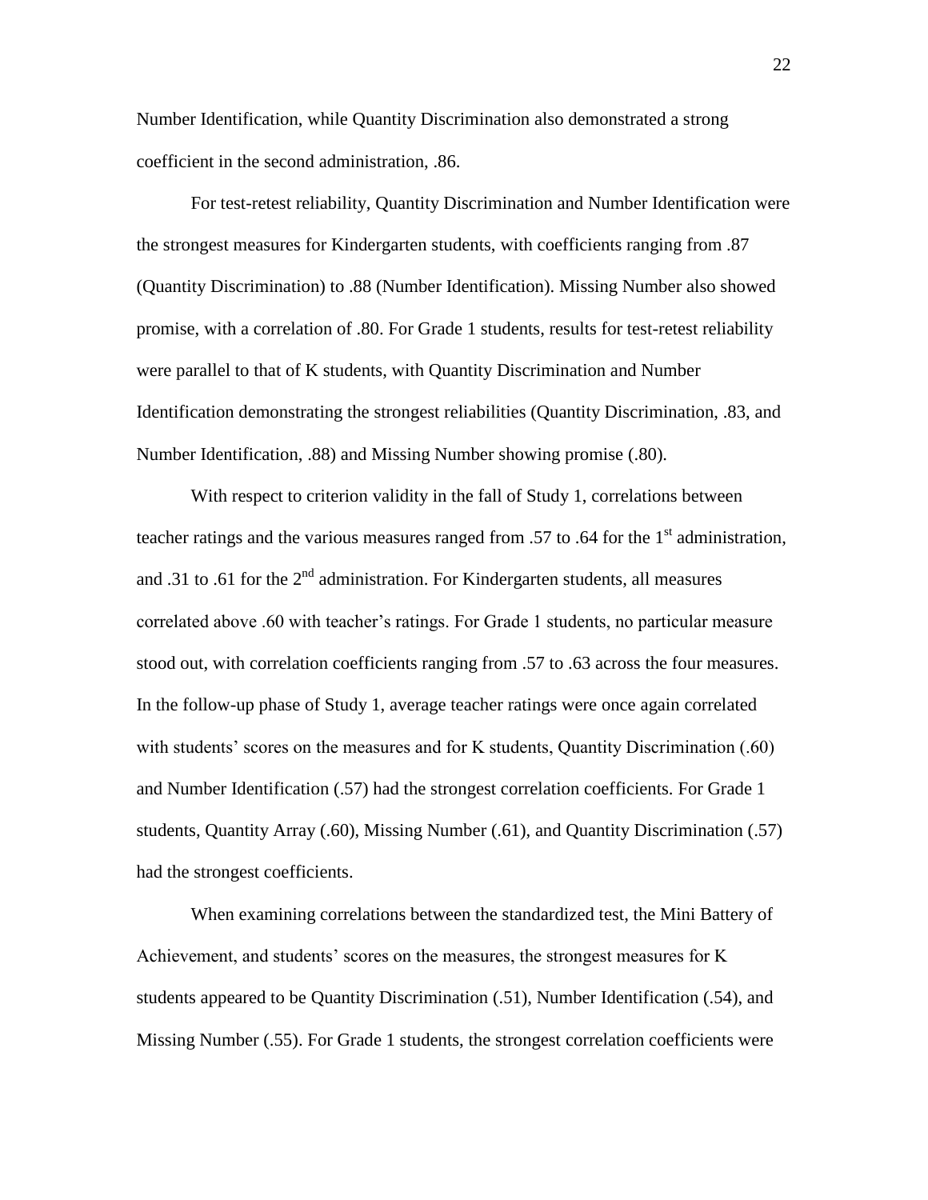Number Identification, while Quantity Discrimination also demonstrated a strong coefficient in the second administration, .86.

For test-retest reliability, Quantity Discrimination and Number Identification were the strongest measures for Kindergarten students, with coefficients ranging from .87 (Quantity Discrimination) to .88 (Number Identification). Missing Number also showed promise, with a correlation of .80. For Grade 1 students, results for test-retest reliability were parallel to that of K students, with Quantity Discrimination and Number Identification demonstrating the strongest reliabilities (Quantity Discrimination, .83, and Number Identification, .88) and Missing Number showing promise (.80).

With respect to criterion validity in the fall of Study 1, correlations between teacher ratings and the various measures ranged from .57 to .64 for the 1st administration, and .31 to .61 for the 2nd administration. For Kindergarten students, all measures correlated above .60 with teacher's ratings. For Grade 1 students, no particular measure stood out, with correlation coefficients ranging from .57 to .63 across the four measures. In the follow-up phase of Study 1, average teacher ratings were once again correlated with students' scores on the measures and for K students, Quantity Discrimination (.60) and Number Identification (.57) had the strongest correlation coefficients. For Grade 1 students, Quantity Array (.60), Missing Number (.61), and Quantity Discrimination (.57) had the strongest coefficients.

When examining correlations between the standardized test, the Mini Battery of Achievement, and students' scores on the measures, the strongest measures for K students appeared to be Quantity Discrimination (.51), Number Identification (.54), and Missing Number (.55). For Grade 1 students, the strongest correlation coefficients were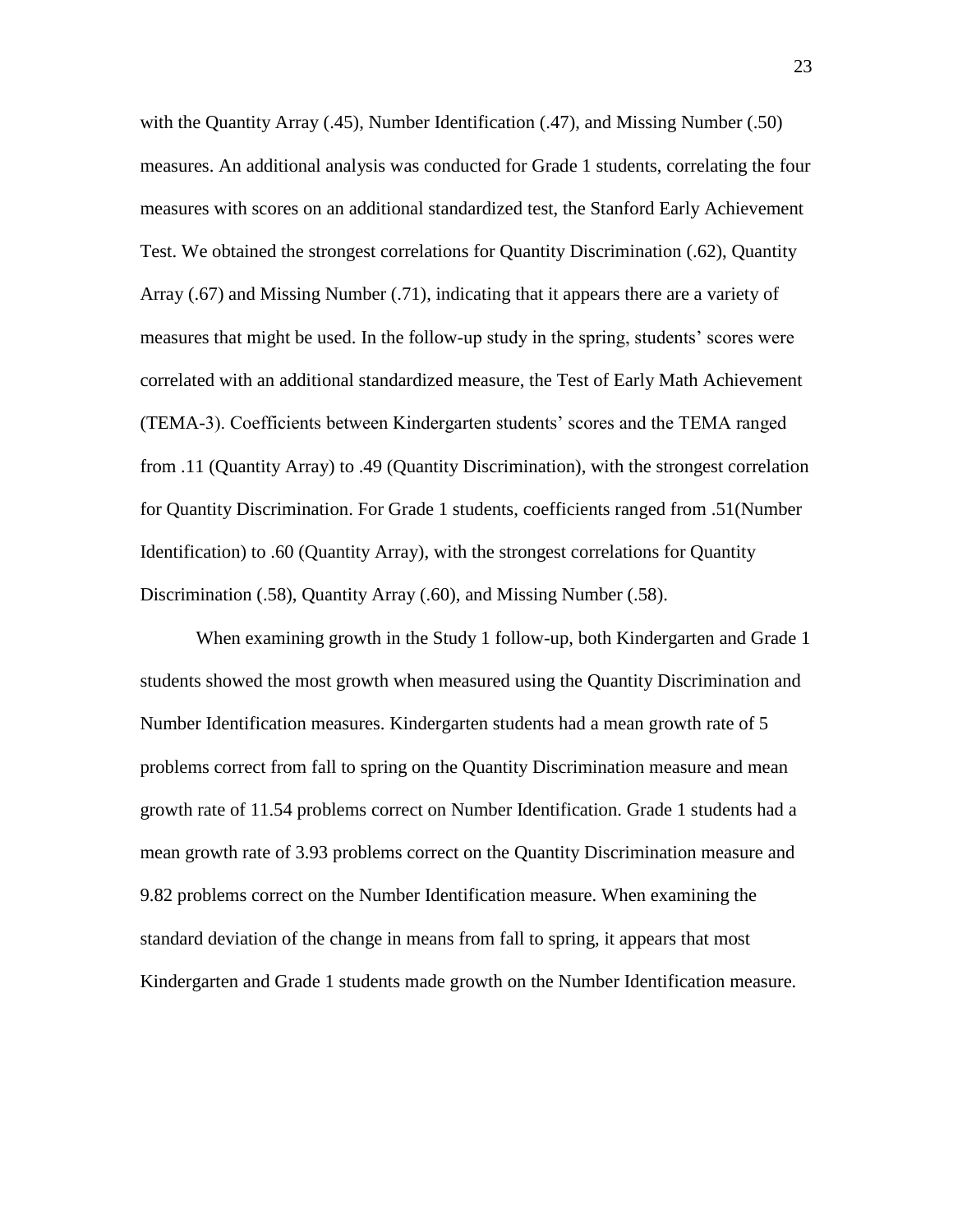with the Quantity Array (.45), Number Identification (.47), and Missing Number (.50) measures. An additional analysis was conducted for Grade 1 students, correlating the four measures with scores on an additional standardized test, the Stanford Early Achievement Test. We obtained the strongest correlations for Quantity Discrimination (.62), Quantity Array (.67) and Missing Number (.71), indicating that it appears there are a variety of measures that might be used. In the follow-up study in the spring, students' scores were correlated with an additional standardized measure, the Test of Early Math Achievement (TEMA-3). Coefficients between Kindergarten students' scores and the TEMA ranged from .11 (Quantity Array) to .49 (Quantity Discrimination), with the strongest correlation for Quantity Discrimination. For Grade 1 students, coefficients ranged from .51(Number Identification) to .60 (Quantity Array), with the strongest correlations for Quantity Discrimination (.58), Quantity Array (.60), and Missing Number (.58).

When examining growth in the Study 1 follow-up, both Kindergarten and Grade 1 students showed the most growth when measured using the Quantity Discrimination and Number Identification measures. Kindergarten students had a mean growth rate of 5 problems correct from fall to spring on the Quantity Discrimination measure and mean growth rate of 11.54 problems correct on Number Identification. Grade 1 students had a mean growth rate of 3.93 problems correct on the Quantity Discrimination measure and 9.82 problems correct on the Number Identification measure. When examining the standard deviation of the change in means from fall to spring, it appears that most Kindergarten and Grade 1 students made growth on the Number Identification measure.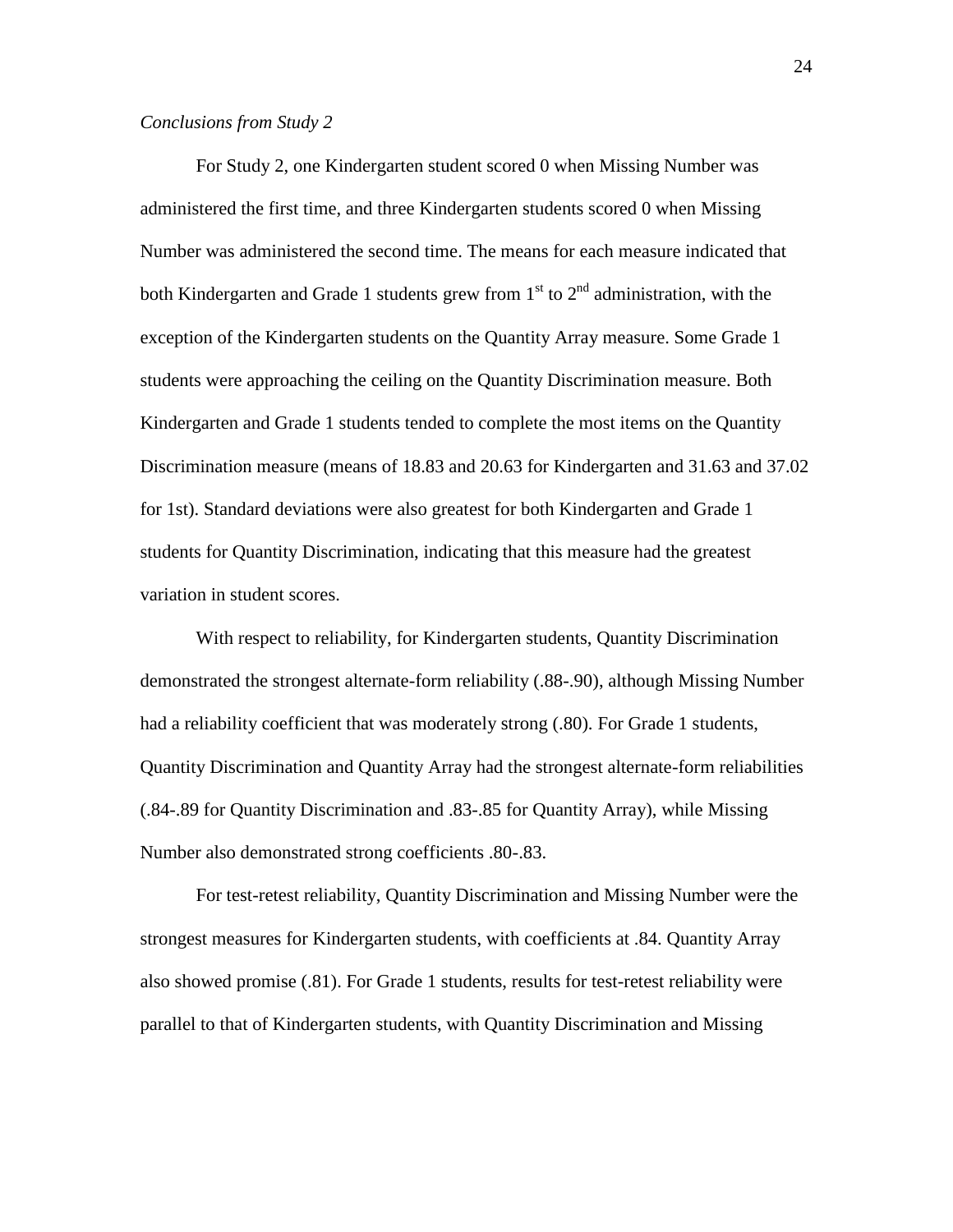*Conclusions from Study 2*

For Study 2, one Kindergarten student scored 0 when Missing Number was administered the first time, and three Kindergarten students scored 0 when Missing Number was administered the second time. The means for each measure indicated that both Kindergarten and Grade 1 students grew from 1st to 2nd administration, with the exception of the Kindergarten students on the Quantity Array measure. Some Grade 1 students were approaching the ceiling on the Quantity Discrimination measure. Both Kindergarten and Grade 1 students tended to complete the most items on the Quantity Discrimination measure (means of 18.83 and 20.63 for Kindergarten and 31.63 and 37.02 for 1st). Standard deviations were also greatest for both Kindergarten and Grade 1 students for Quantity Discrimination, indicating that this measure had the greatest variation in student scores.

With respect to reliability, for Kindergarten students, Quantity Discrimination demonstrated the strongest alternate-form reliability (.88-.90), although Missing Number had a reliability coefficient that was moderately strong (.80). For Grade 1 students, Quantity Discrimination and Quantity Array had the strongest alternate-form reliabilities (.84-.89 for Quantity Discrimination and .83-.85 for Quantity Array), while Missing Number also demonstrated strong coefficients .80-.83.

For test-retest reliability, Quantity Discrimination and Missing Number were the strongest measures for Kindergarten students, with coefficients at .84. Quantity Array also showed promise (.81). For Grade 1 students, results for test-retest reliability were parallel to that of Kindergarten students, with Quantity Discrimination and Missing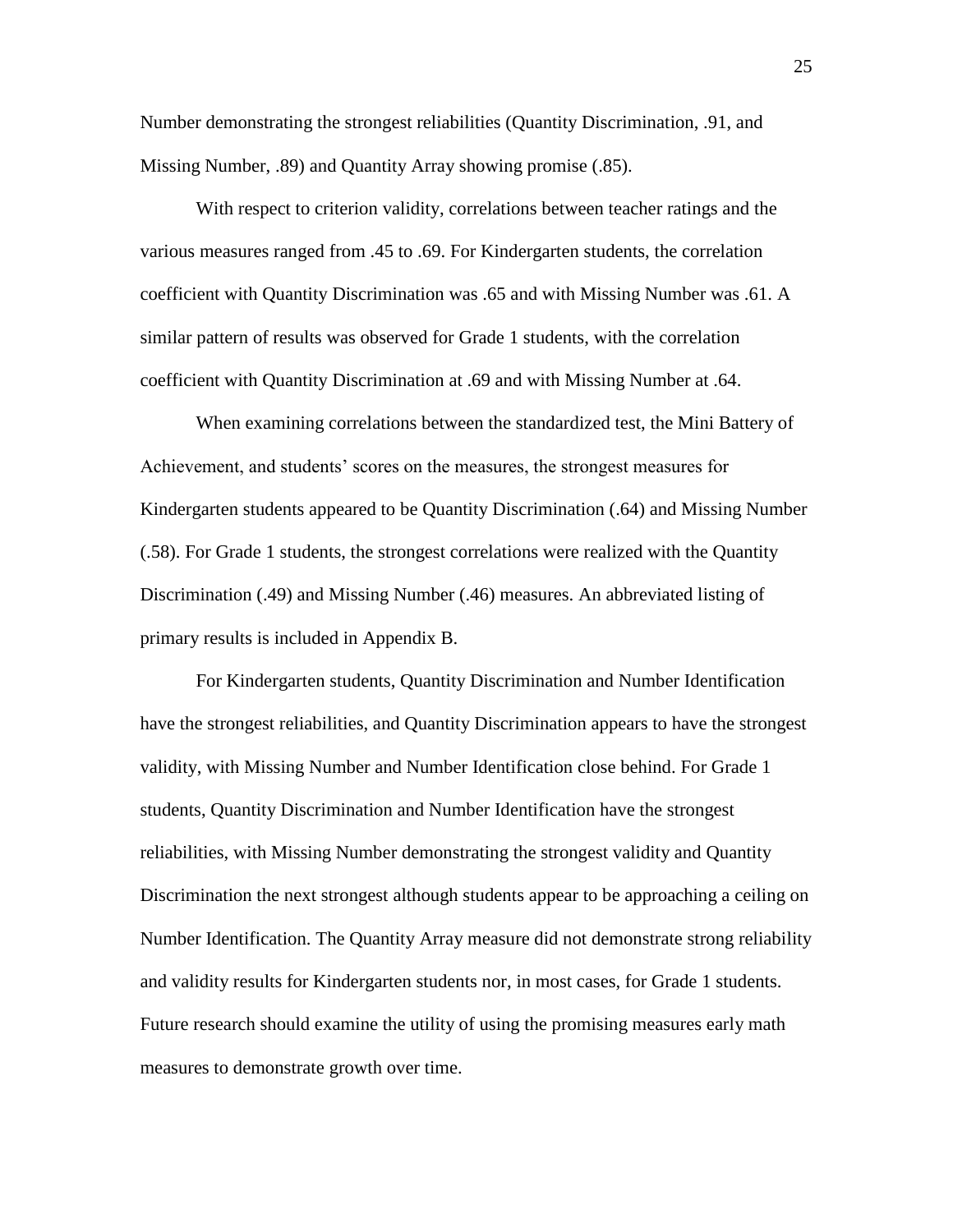Number demonstrating the strongest reliabilities (Quantity Discrimination, .91, and Missing Number, .89) and Quantity Array showing promise (.85).

With respect to criterion validity, correlations between teacher ratings and the various measures ranged from .45 to .69. For Kindergarten students, the correlation coefficient with Quantity Discrimination was .65 and with Missing Number was .61. A similar pattern of results was observed for Grade 1 students, with the correlation coefficient with Quantity Discrimination at .69 and with Missing Number at .64.

When examining correlations between the standardized test, the Mini Battery of Achievement, and students' scores on the measures, the strongest measures for Kindergarten students appeared to be Quantity Discrimination (.64) and Missing Number (.58). For Grade 1 students, the strongest correlations were realized with the Quantity Discrimination (.49) and Missing Number (.46) measures. An abbreviated listing of primary results is included in Appendix B.

For Kindergarten students, Quantity Discrimination and Number Identification have the strongest reliabilities, and Quantity Discrimination appears to have the strongest validity, with Missing Number and Number Identification close behind. For Grade 1 students, Quantity Discrimination and Number Identification have the strongest reliabilities, with Missing Number demonstrating the strongest validity and Quantity Discrimination the next strongest although students appear to be approaching a ceiling on Number Identification. The Quantity Array measure did not demonstrate strong reliability and validity results for Kindergarten students nor, in most cases, for Grade 1 students. Future research should examine the utility of using the promising measures early math measures to demonstrate growth over time.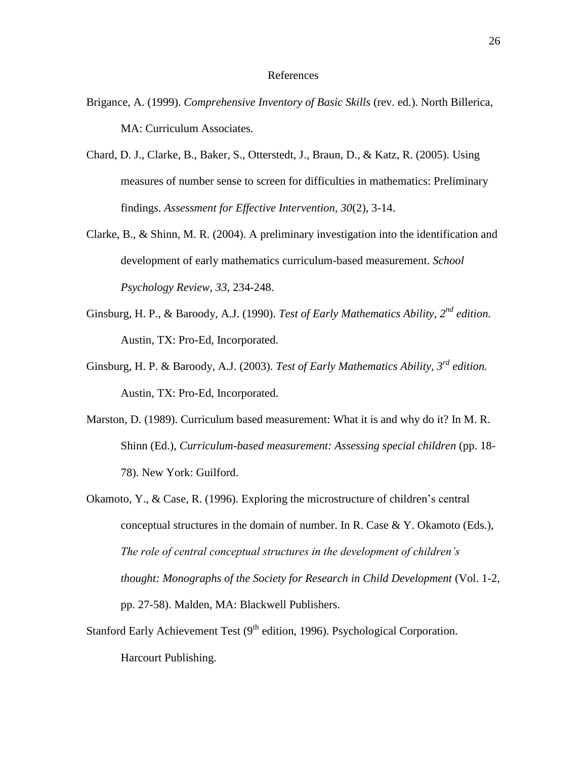# References

Brigance, A. (1999). *Comprehensive Inventory of Basic Skills* (rev. ed.). North Billerica, MA: Curriculum Associates.

Chard, D. J., Clarke, B., Baker, S., Otterstedt, J., Braun, D., & Katz, R. (2005). Using measures of number sense to screen for difficulties in mathematics: Preliminary findings. *Assessment for Effective Intervention, 30*(2), 3-14.

Clarke, B., & Shinn, M. R. (2004). A preliminary investigation into the identification and development of early mathematics curriculum-based measurement. *School Psychology Review, 33*, 234-248.

Ginsburg, H. P., & Baroody, A.J. (1990). *Test of Early Mathematics Ability, 2nd edition.* Austin, TX: Pro-Ed, Incorporated.

Ginsburg, H. P. & Baroody, A.J. (2003). *Test of Early Mathematics Ability, 3rd edition.* Austin, TX: Pro-Ed, Incorporated.

Marston, D. (1989). Curriculum based measurement: What it is and why do it? In M. R. Shinn (Ed.), *Curriculum-based measurement: Assessing special children* (pp. 18-78). New York: Guilford.

Okamoto, Y., & Case, R. (1996). Exploring the microstructure of children's central conceptual structures in the domain of number. In R. Case & Y. Okamoto (Eds.), *The role of central conceptual structures in the development of children's thought: Monographs of the Society for Research in Child Development* (Vol. 1-2, pp. 27-58). Malden, MA: Blackwell Publishers.

Stanford Early Achievement Test (9th edition, 1996). Psychological Corporation. Harcourt Publishing.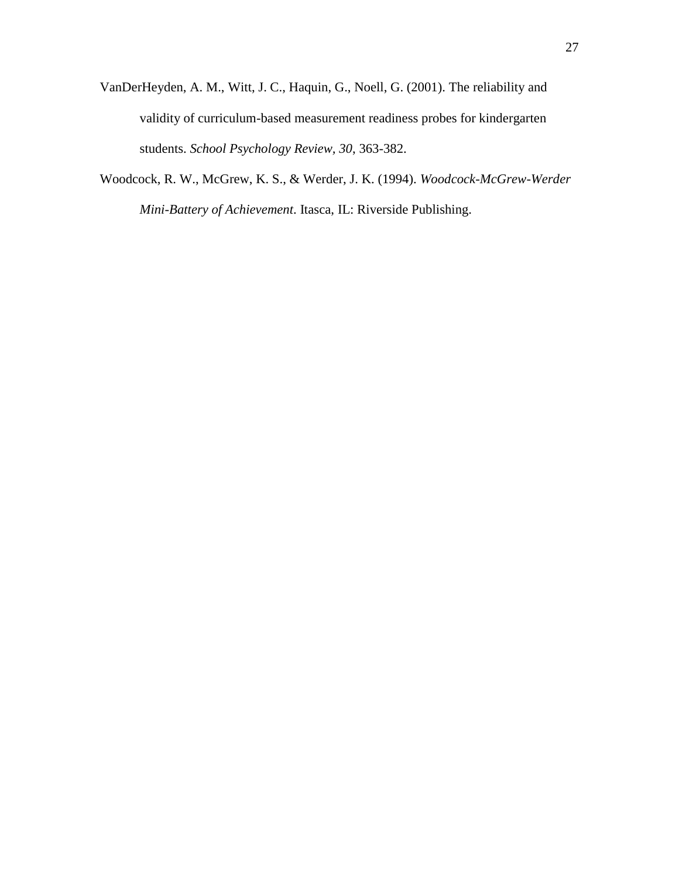VanDerHeyden, A. M., Witt, J. C., Haquin, G., Noell, G. (2001). The reliability and validity of curriculum-based measurement readiness probes for kindergarten students. *School Psychology Review, 30*, 363-382.

Woodcock, R. W., McGrew, K. S., & Werder, J. K. (1994). *Woodcock-McGrew-Werder Mini-Battery of Achievement*. Itasca, IL: Riverside Publishing.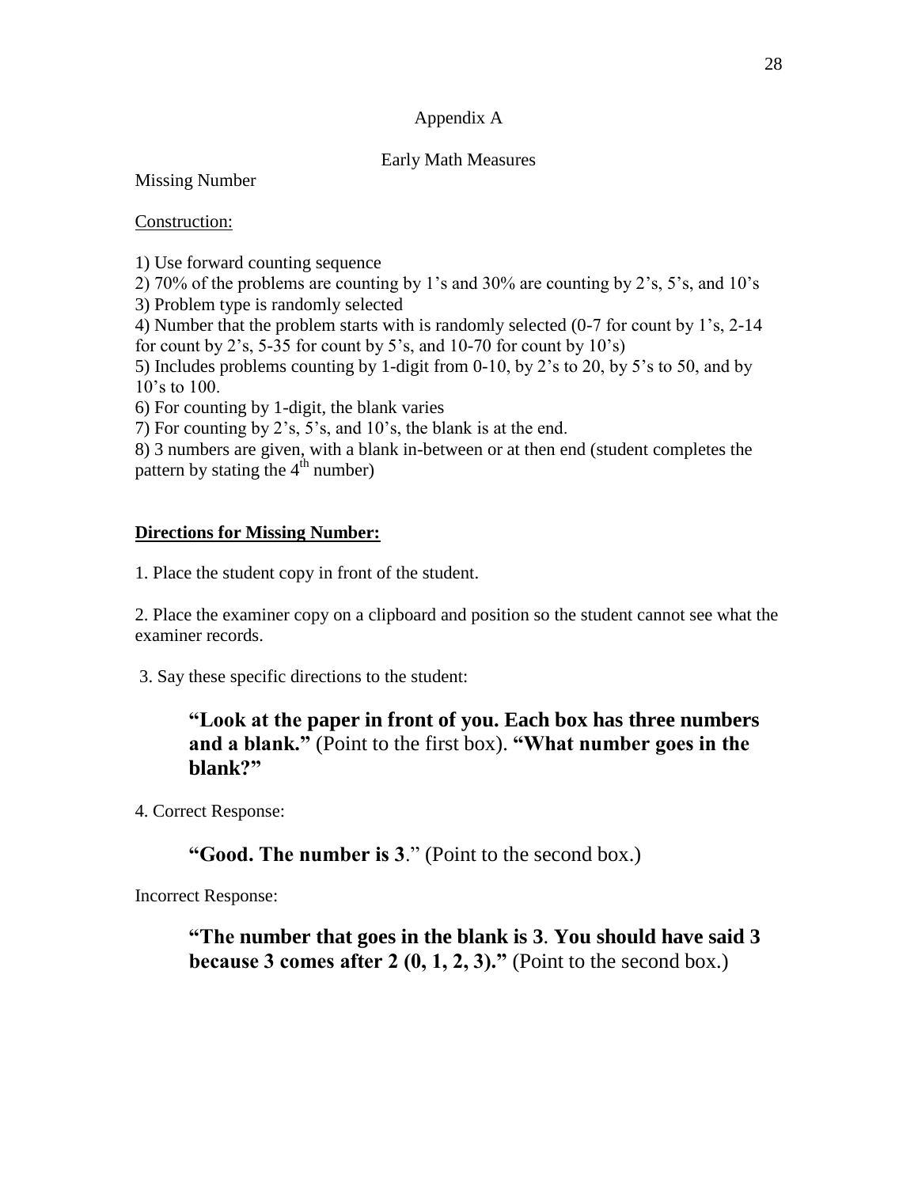# Appendix A

## Early Math Measures

Missing Number

<u>Construction:</u>

1) Use forward counting sequence
2) 70% of the problems are counting by 1's and 30% are counting by 2's, 5's, and 10's
3) Problem type is randomly selected
4) Number that the problem starts with is randomly selected (0-7 for count by 1's, 2-14 for count by 2's, 5-35 for count by 5's, and 10-70 for count by 10's)
5) Includes problems counting by 1-digit from 0-10, by 2's to 20, by 5's to 50, and by 10's to 100.
6) For counting by 1-digit, the blank varies
7) For counting by 2's, 5's, and 10's, the blank is at the end.
8) 3 numbers are given, with a blank in-between or at then end (student completes the pattern by stating the 4th number)

**<u>Directions for Missing Number:</u>**

1. Place the student copy in front of the student.

2. Place the examiner copy on a clipboard and position so the student cannot see what the examiner records.

3. Say these specific directions to the student:

> **"Look at the paper in front of you. Each box has three numbers and a blank."** (Point to the first box). **"What number goes in the blank?"**

4. Correct Response:

> **"Good. The number is 3**." (Point to the second box.)

Incorrect Response:

> **"The number that goes in the blank is 3**. **You should have said 3 because 3 comes after 2 (0, 1, 2, 3)."** (Point to the second box.)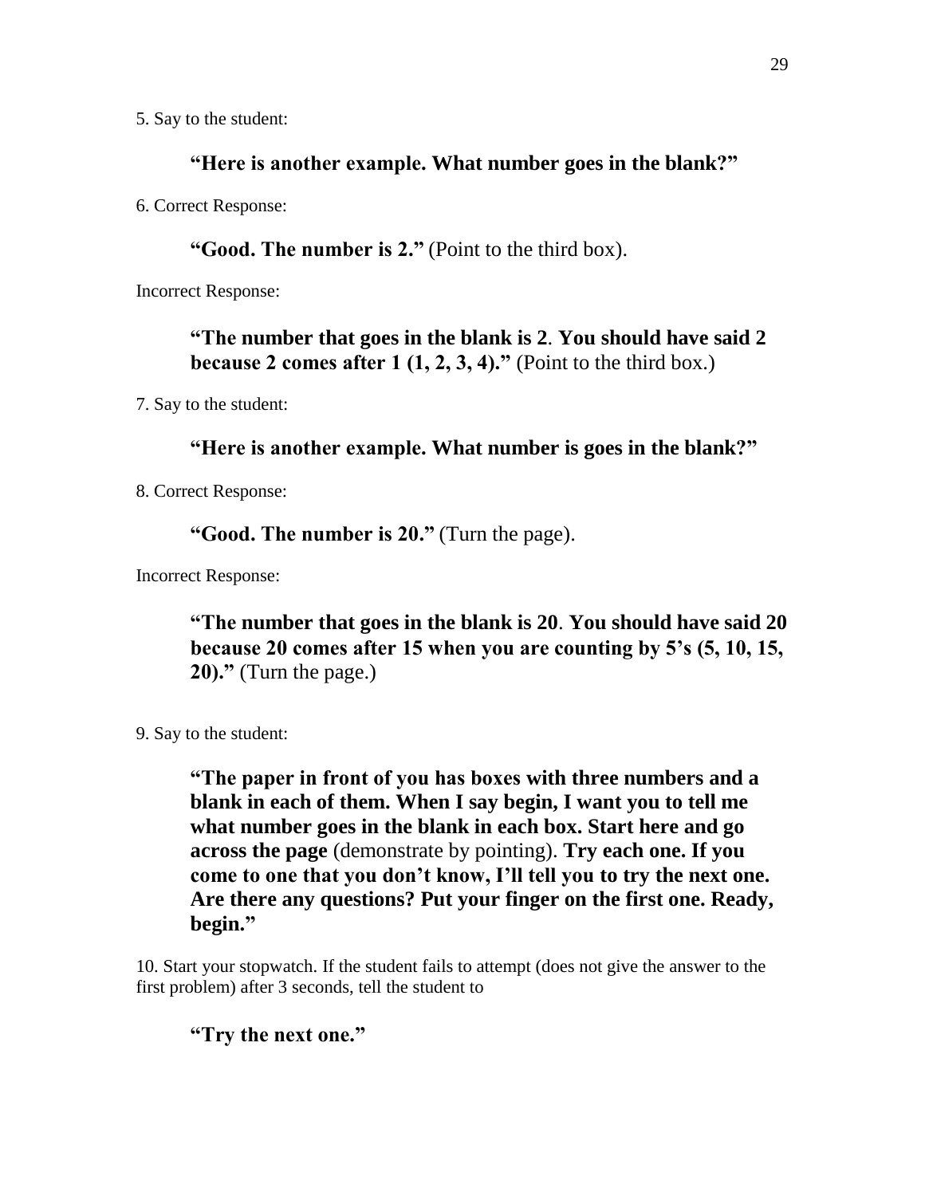5. Say to the student:

> **"Here is another example. What number goes in the blank?"**

6. Correct Response:

> **"Good. The number is 2."** (Point to the third box).

Incorrect Response:

> **"The number that goes in the blank is 2. You should have said 2 because 2 comes after 1 (1, 2, 3, 4)."** (Point to the third box.)

7. Say to the student:

> **"Here is another example. What number is goes in the blank?"**

8. Correct Response:

> **"Good. The number is 20."** (Turn the page).

Incorrect Response:

> **"The number that goes in the blank is 20. You should have said 20 because 20 comes after 15 when you are counting by 5's (5, 10, 15, 20)."** (Turn the page.)

9. Say to the student:

> **"The paper in front of you has boxes with three numbers and a blank in each of them. When I say begin, I want you to tell me what number goes in the blank in each box. Start here and go across the page** (demonstrate by pointing). **Try each one. If you come to one that you don't know, I'll tell you to try the next one. Are there any questions? Put your finger on the first one. Ready, begin."**

10. Start your stopwatch. If the student fails to attempt (does not give the answer to the first problem) after 3 seconds, tell the student to

> **"Try the next one."**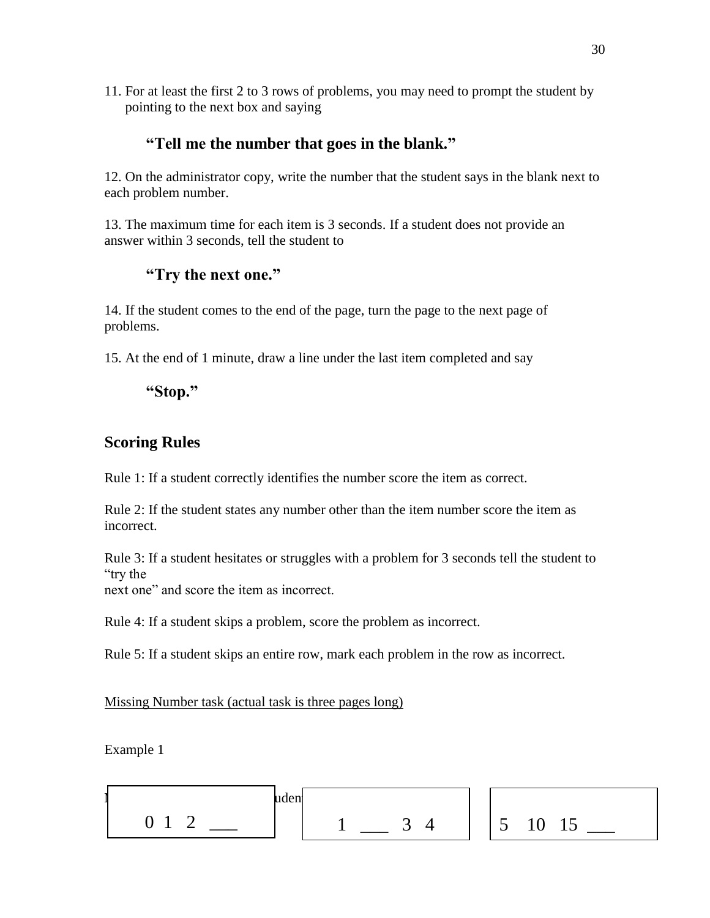11. For at least the first 2 to 3 rows of problems, you may need to prompt the student by pointing to the next box and saying

**"Tell me the number that goes in the blank."**

12. On the administrator copy, write the number that the student says in the blank next to each problem number.

13. The maximum time for each item is 3 seconds. If a student does not provide an answer within 3 seconds, tell the student to

**"Try the next one."**

14. If the student comes to the end of the page, turn the page to the next page of problems.

15. At the end of 1 minute, draw a line under the last item completed and say

**"Stop."**

## Scoring Rules

Rule 1: If a student correctly identifies the number score the item as correct.

Rule 2: If the student states any number other than the item number score the item as incorrect.

Rule 3: If a student hesitates or struggles with a problem for 3 seconds tell the student to "try the next one" and score the item as incorrect.

Rule 4: If a student skips a problem, score the problem as incorrect.

Rule 5: If a student skips an entire row, mark each problem in the row as incorrect.

<u>Missing Number task (actual task is three pages long)</u>

Example 1

| 0 1 2 ___ | 1 ___ 3 4 | 5 10 15 ___ |
|---|---|---|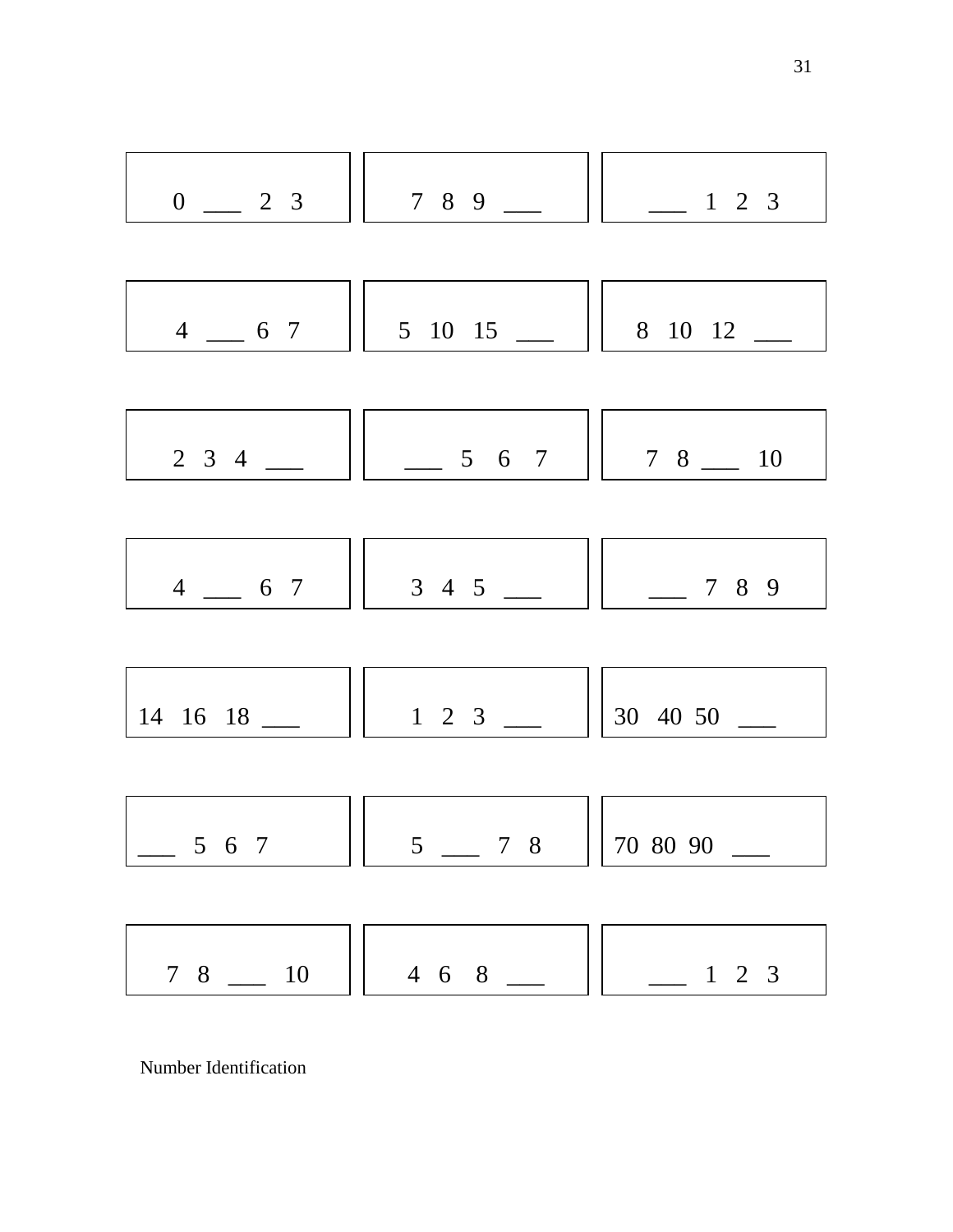| | | |
|---|---|---|
| 0 ___ 2 3 | 7 8 9 ___ | ___ 1 2 3 |
| 4 ___ 6 7 | 5 10 15 ___ | 8 10 12 ___ |
| 2 3 4 ___ | ___ 5 6 7 | 7 8 ___ 10 |
| 4 ___ 6 7 | 3 4 5 ___ | ___ 7 8 9 |
| 14 16 18 ___ | 1 2 3 ___ | 30 40 50 ___ |
| ___ 5 6 7 | 5 ___ 7 8 | 70 80 90 ___ |
| 7 8 ___ 10 | 4 6 8 ___ | ___ 1 2 3 |

Number Identification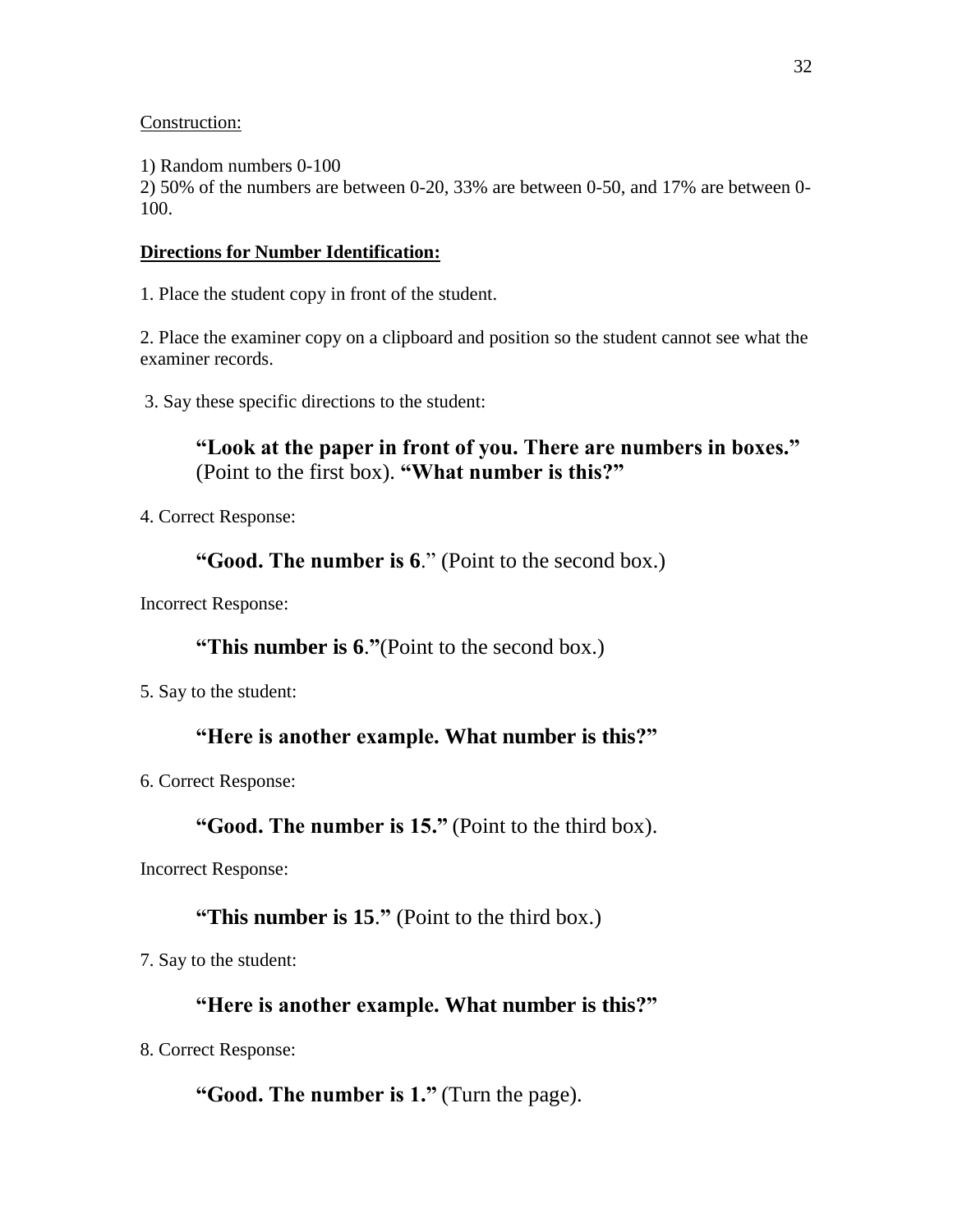Construction:

1) Random numbers 0-100
2) 50% of the numbers are between 0-20, 33% are between 0-50, and 17% are between 0-100.

**Directions for Number Identification:**

1. Place the student copy in front of the student.

2. Place the examiner copy on a clipboard and position so the student cannot see what the examiner records.

3. Say these specific directions to the student:

> **"Look at the paper in front of you. There are numbers in boxes."** (Point to the first box). **"What number is this?"**

4. Correct Response:

> **"Good. The number is 6**." (Point to the second box.)

Incorrect Response:

> **"This number is 6."**(Point to the second box.)

5. Say to the student:

> **"Here is another example. What number is this?"**

6. Correct Response:

> **"Good. The number is 15."** (Point to the third box).

Incorrect Response:

> **"This number is 15."** (Point to the third box.)

7. Say to the student:

> **"Here is another example. What number is this?"**

8. Correct Response:

> **"Good. The number is 1."** (Turn the page).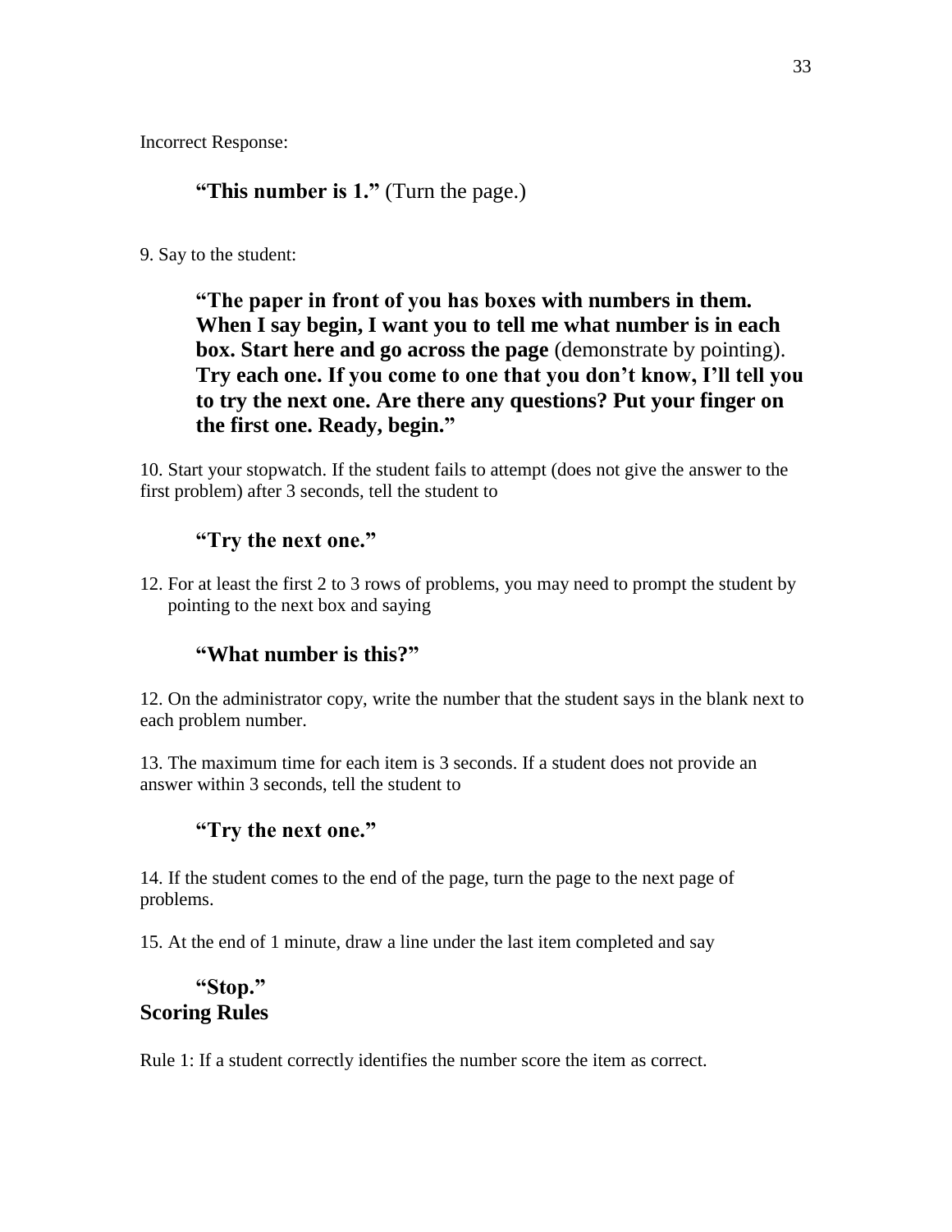Incorrect Response:

> **"This number is 1."** (Turn the page.)

9. Say to the student:

> **"The paper in front of you has boxes with numbers in them. When I say begin, I want you to tell me what number is in each box. Start here and go across the page** (demonstrate by pointing). **Try each one. If you come to one that you don't know, I'll tell you to try the next one. Are there any questions? Put your finger on the first one. Ready, begin."**

10. Start your stopwatch. If the student fails to attempt (does not give the answer to the first problem) after 3 seconds, tell the student to

> **"Try the next one."**

12. For at least the first 2 to 3 rows of problems, you may need to prompt the student by pointing to the next box and saying

> **"What number is this?"**

12. On the administrator copy, write the number that the student says in the blank next to each problem number.

13. The maximum time for each item is 3 seconds. If a student does not provide an answer within 3 seconds, tell the student to

> **"Try the next one."**

14. If the student comes to the end of the page, turn the page to the next page of problems.

15. At the end of 1 minute, draw a line under the last item completed and say

> **"Stop."**

**Scoring Rules**

Rule 1: If a student correctly identifies the number score the item as correct.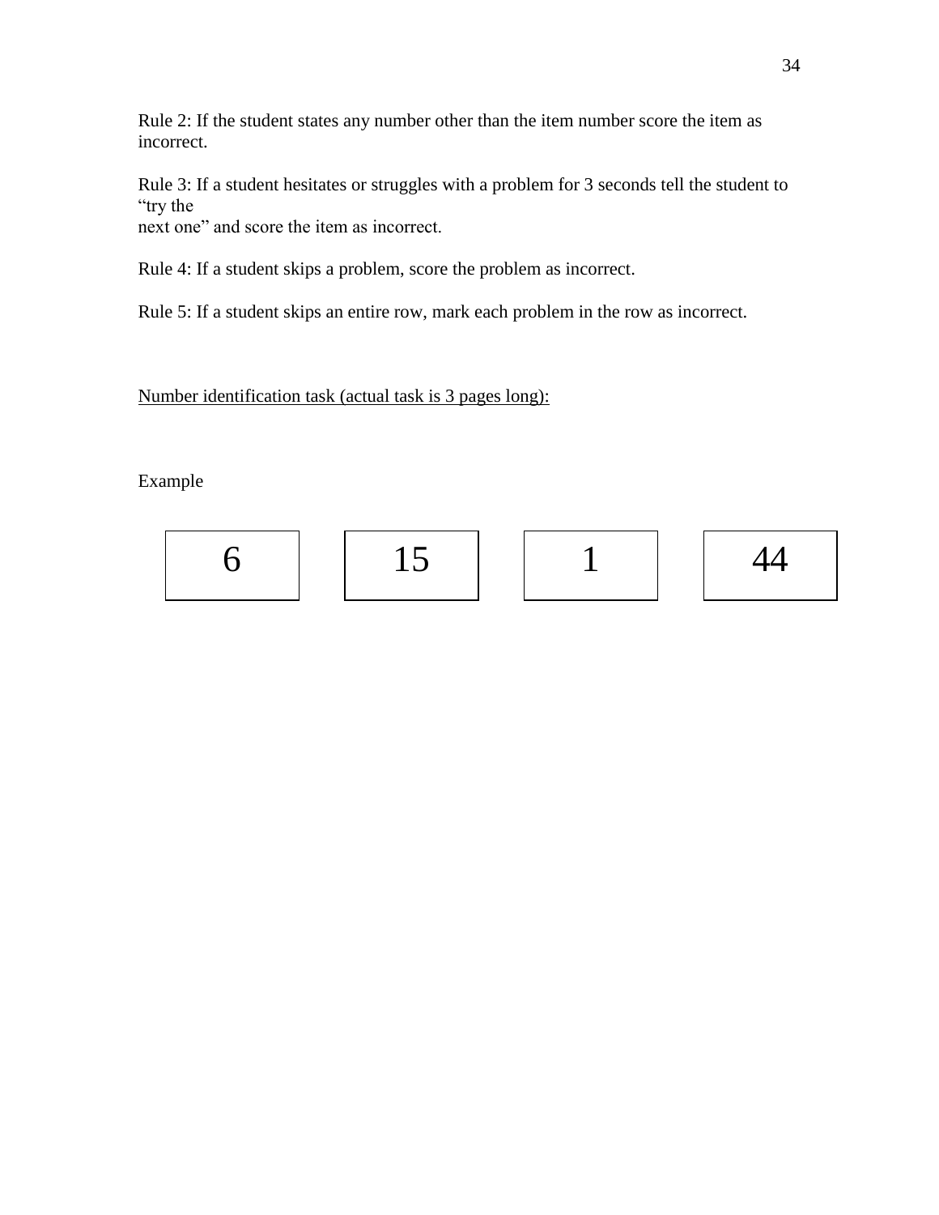Rule 2: If the student states any number other than the item number score the item as incorrect.

Rule 3: If a student hesitates or struggles with a problem for 3 seconds tell the student to "try the next one" and score the item as incorrect.

Rule 4: If a student skips a problem, score the problem as incorrect.

Rule 5: If a student skips an entire row, mark each problem in the row as incorrect.

<u>Number identification task (actual task is 3 pages long):</u>

Example

| 6 | 15 | 1 | 44 |
|---|---|---|---|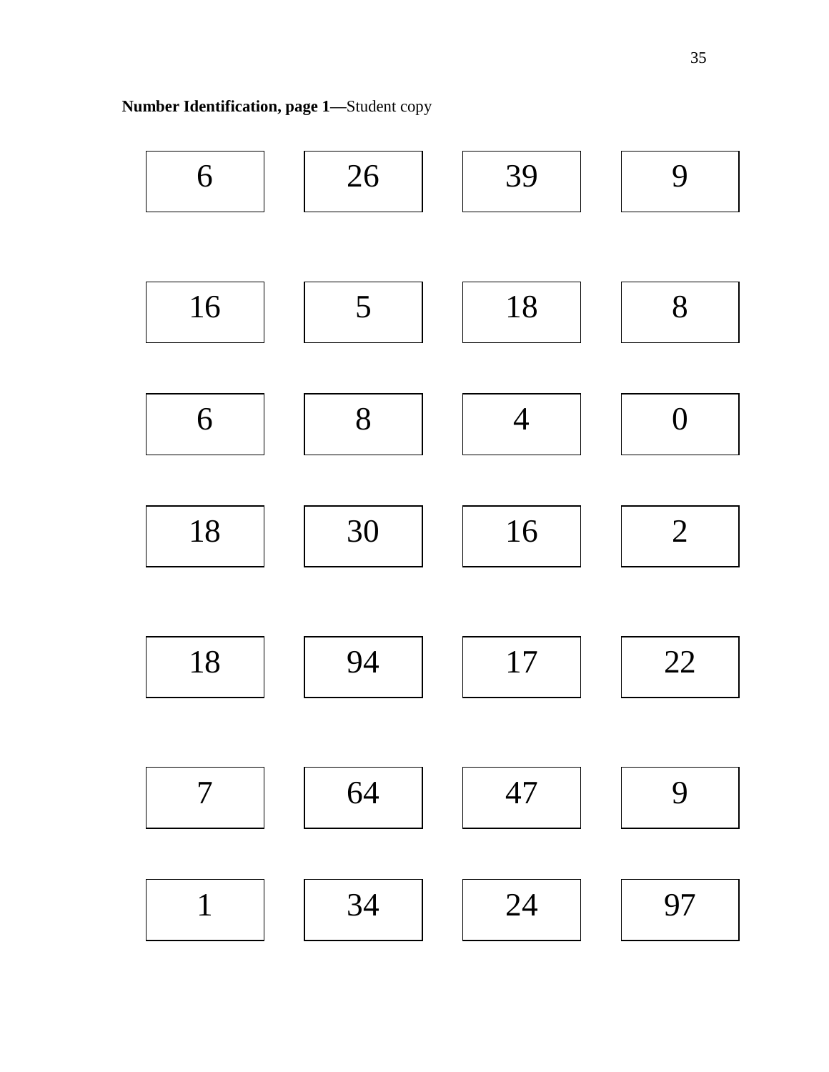**Number Identification, page 1**—Student copy

| | | | |
|---|---|---|---|
| 6 | 26 | 39 | 9 |
| 16 | 5 | 18 | 8 |
| 6 | 8 | 4 | 0 |
| 18 | 30 | 16 | 2 |
| 18 | 94 | 17 | 22 |
| 7 | 64 | 47 | 9 |
| 1 | 34 | 24 | 97 |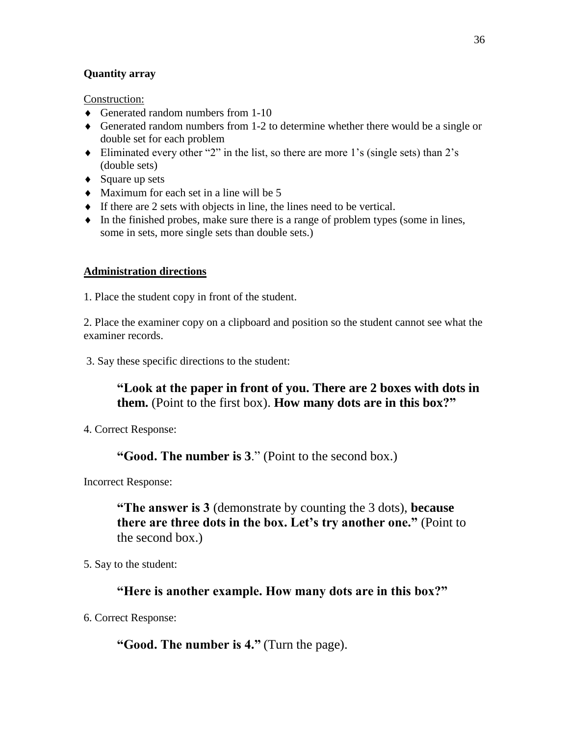**Quantity array**

Construction:

- Generated random numbers from 1-10
- Generated random numbers from 1-2 to determine whether there would be a single or double set for each problem
- Eliminated every other "2" in the list, so there are more 1's (single sets) than 2's (double sets)
- Square up sets
- Maximum for each set in a line will be 5
- If there are 2 sets with objects in line, the lines need to be vertical.
- In the finished probes, make sure there is a range of problem types (some in lines, some in sets, more single sets than double sets.)

**Administration directions**

1. Place the student copy in front of the student.

2. Place the examiner copy on a clipboard and position so the student cannot see what the examiner records.

3. Say these specific directions to the student:

> **"Look at the paper in front of you. There are 2 boxes with dots in them.** (Point to the first box). **How many dots are in this box?"**

4. Correct Response:

> **"Good. The number is 3**." (Point to the second box.)

Incorrect Response:

> **"The answer is 3** (demonstrate by counting the 3 dots), **because there are three dots in the box. Let's try another one."** (Point to the second box.)

5. Say to the student:

> **"Here is another example. How many dots are in this box?"**

6. Correct Response:

> **"Good. The number is 4."** (Turn the page).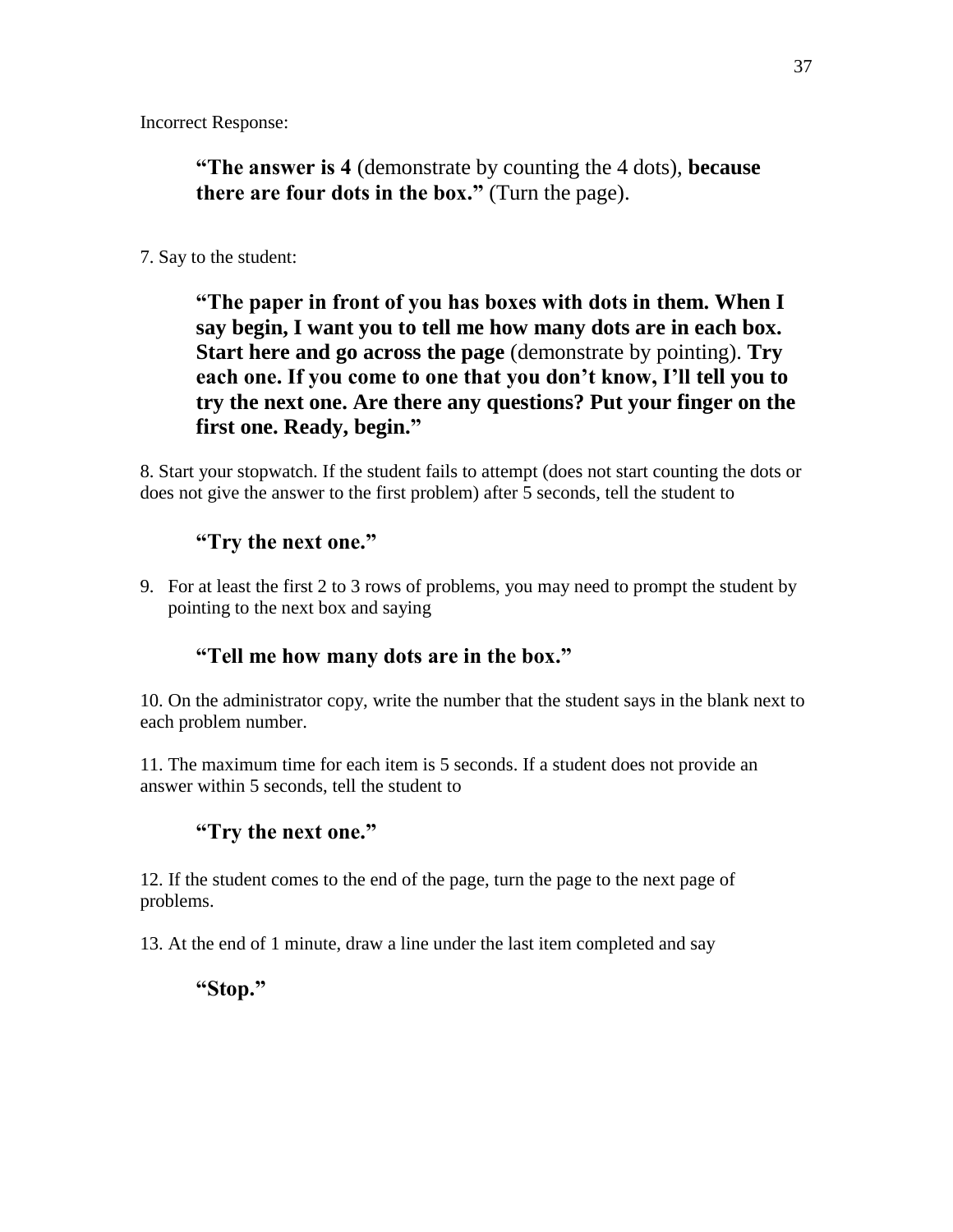Incorrect Response:

> **"The answer is 4** (demonstrate by counting the 4 dots), **because there are four dots in the box."** (Turn the page).

7. Say to the student:

> **"The paper in front of you has boxes with dots in them. When I say begin, I want you to tell me how many dots are in each box. Start here and go across the page** (demonstrate by pointing). **Try each one. If you come to one that you don't know, I'll tell you to try the next one. Are there any questions? Put your finger on the first one. Ready, begin."**

8. Start your stopwatch. If the student fails to attempt (does not start counting the dots or does not give the answer to the first problem) after 5 seconds, tell the student to

> **"Try the next one."**

9. For at least the first 2 to 3 rows of problems, you may need to prompt the student by pointing to the next box and saying

> **"Tell me how many dots are in the box."**

10. On the administrator copy, write the number that the student says in the blank next to each problem number.

11. The maximum time for each item is 5 seconds. If a student does not provide an answer within 5 seconds, tell the student to

> **"Try the next one."**

12. If the student comes to the end of the page, turn the page to the next page of problems.

13. At the end of 1 minute, draw a line under the last item completed and say

> **"Stop."**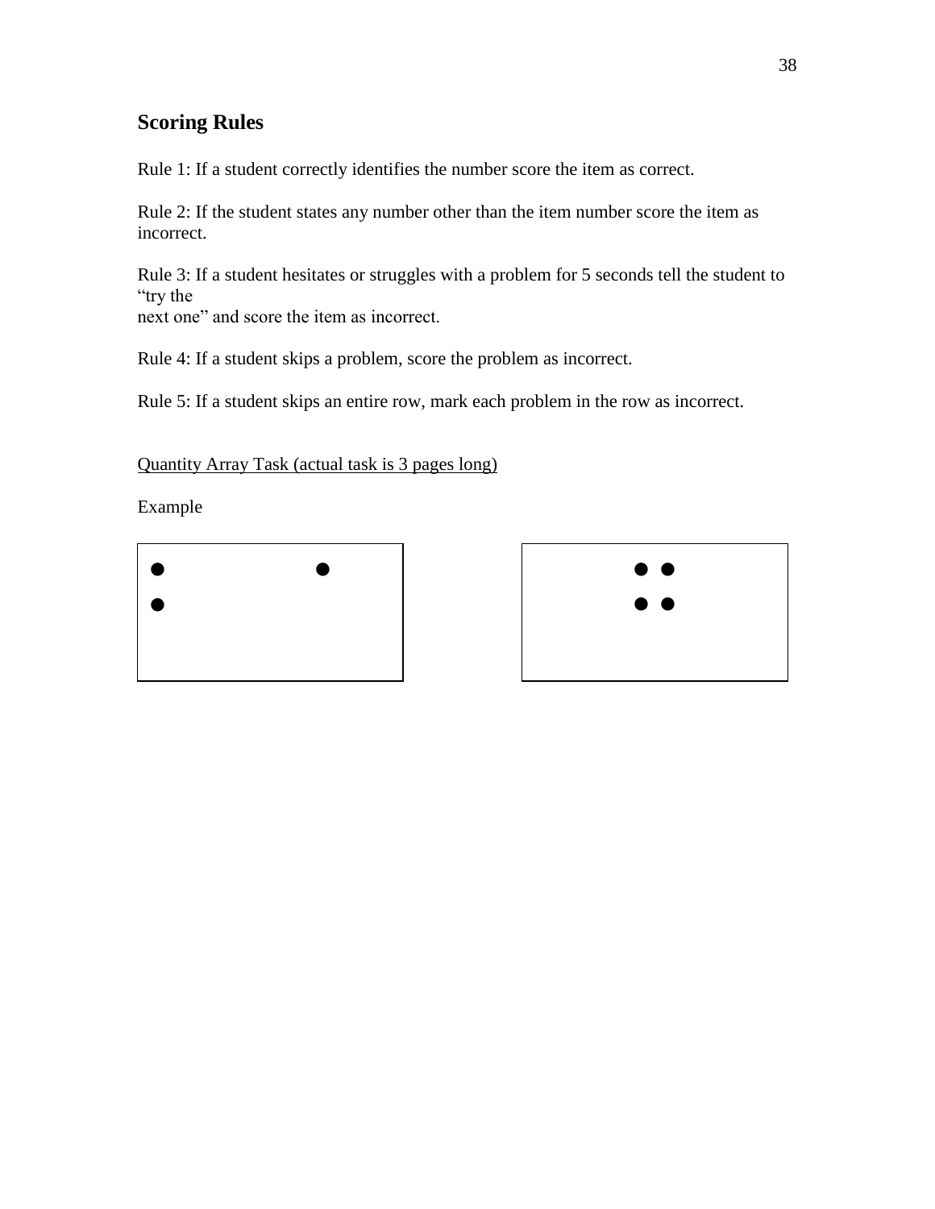## Scoring Rules

Rule 1: If a student correctly identifies the number score the item as correct.

Rule 2: If the student states any number other than the item number score the item as incorrect.

Rule 3: If a student hesitates or struggles with a problem for 5 seconds tell the student to "try the
next one" and score the item as incorrect.

Rule 4: If a student skips a problem, score the problem as incorrect.

Rule 5: If a student skips an entire row, mark each problem in the row as incorrect.

Quantity Array Task (actual task is 3 pages long)

Example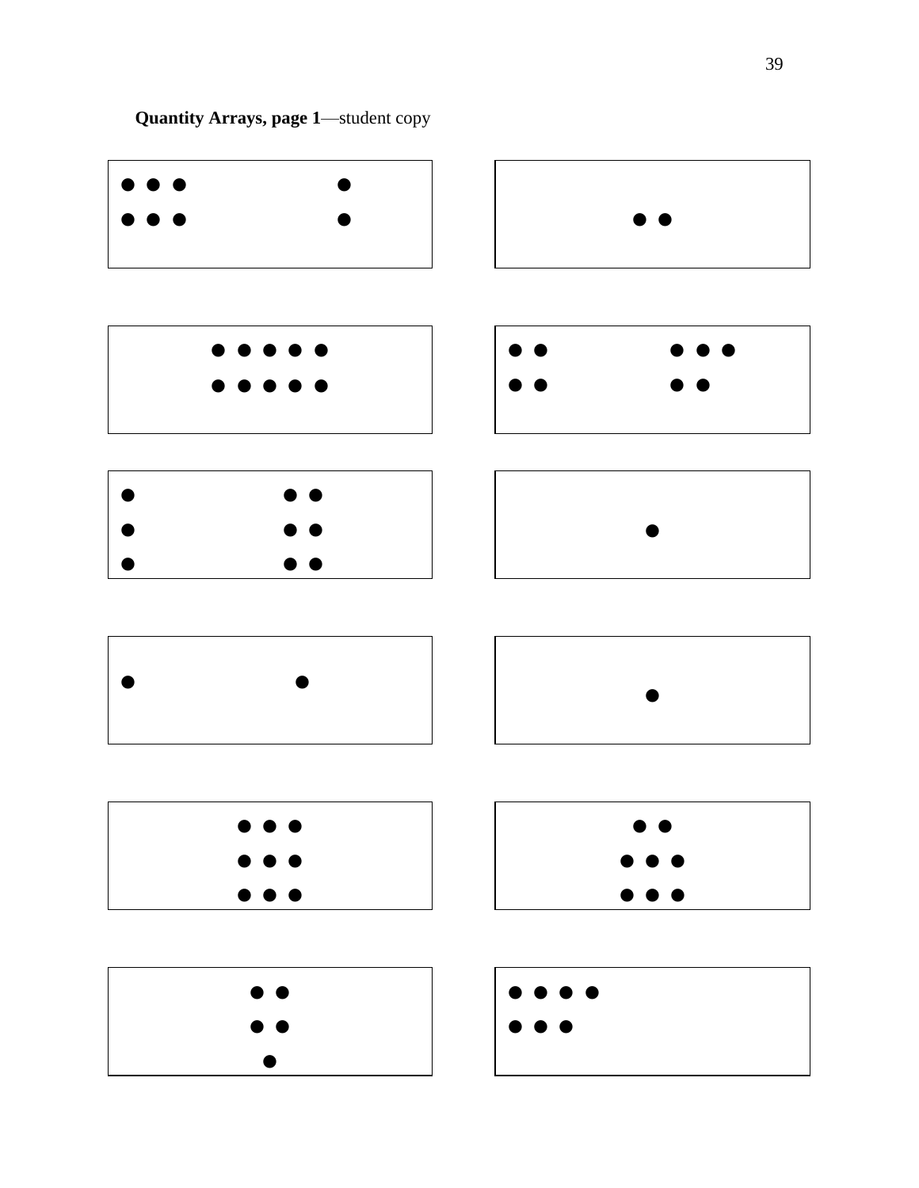**Quantity Arrays, page 1**—student copy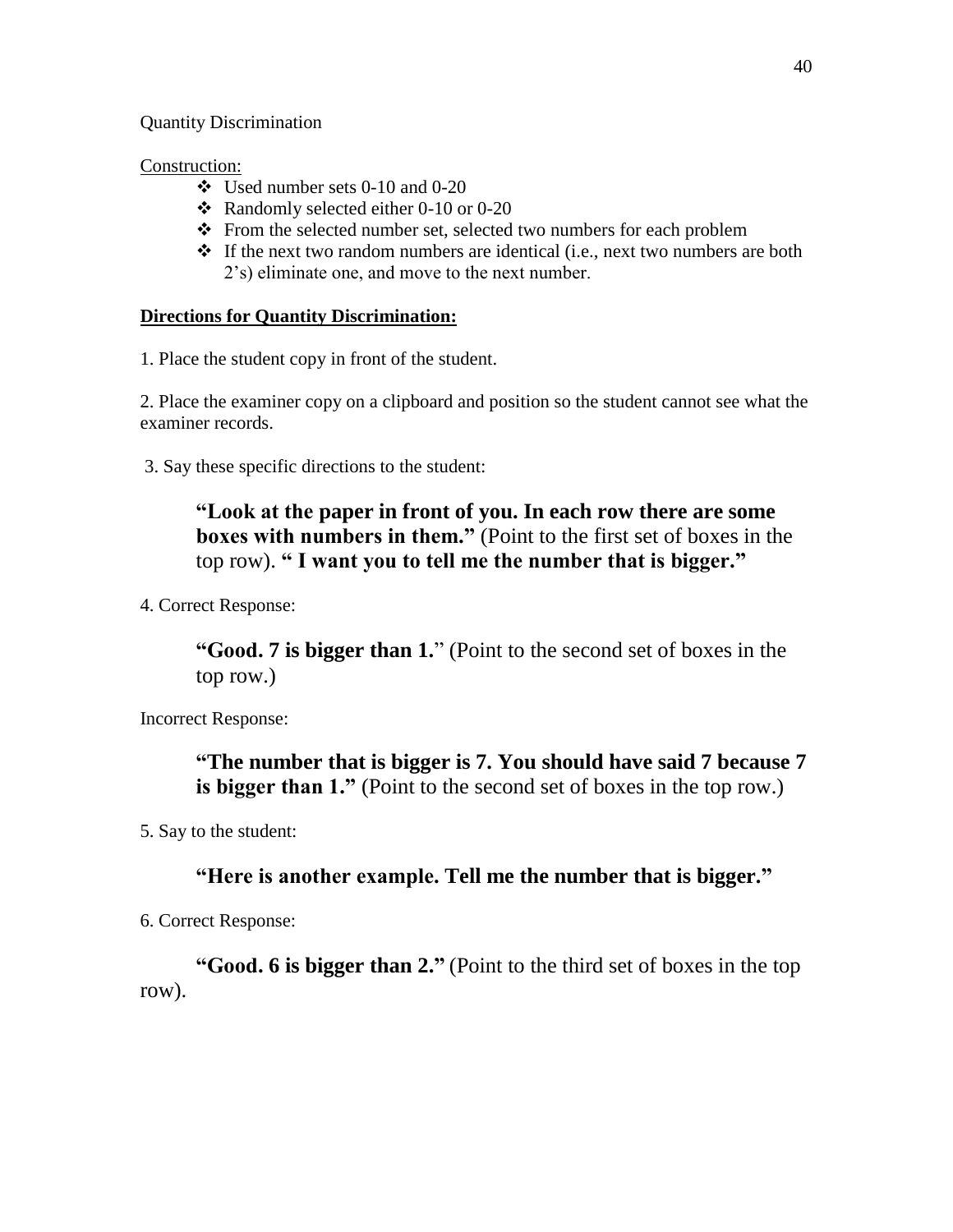Quantity Discrimination

Construction:

- Used number sets 0-10 and 0-20
- Randomly selected either 0-10 or 0-20
- From the selected number set, selected two numbers for each problem
- If the next two random numbers are identical (i.e., next two numbers are both 2's) eliminate one, and move to the next number.

**Directions for Quantity Discrimination:**

1. Place the student copy in front of the student.

2. Place the examiner copy on a clipboard and position so the student cannot see what the examiner records.

3. Say these specific directions to the student:

> **"Look at the paper in front of you. In each row there are some boxes with numbers in them."** (Point to the first set of boxes in the top row). **" I want you to tell me the number that is bigger."**

4. Correct Response:

> **"Good. 7 is bigger than 1.**" (Point to the second set of boxes in the top row.)

Incorrect Response:

> **"The number that is bigger is 7. You should have said 7 because 7 is bigger than 1."** (Point to the second set of boxes in the top row.)

5. Say to the student:

> **"Here is another example. Tell me the number that is bigger."**

6. Correct Response:

> **"Good. 6 is bigger than 2."** (Point to the third set of boxes in the top row).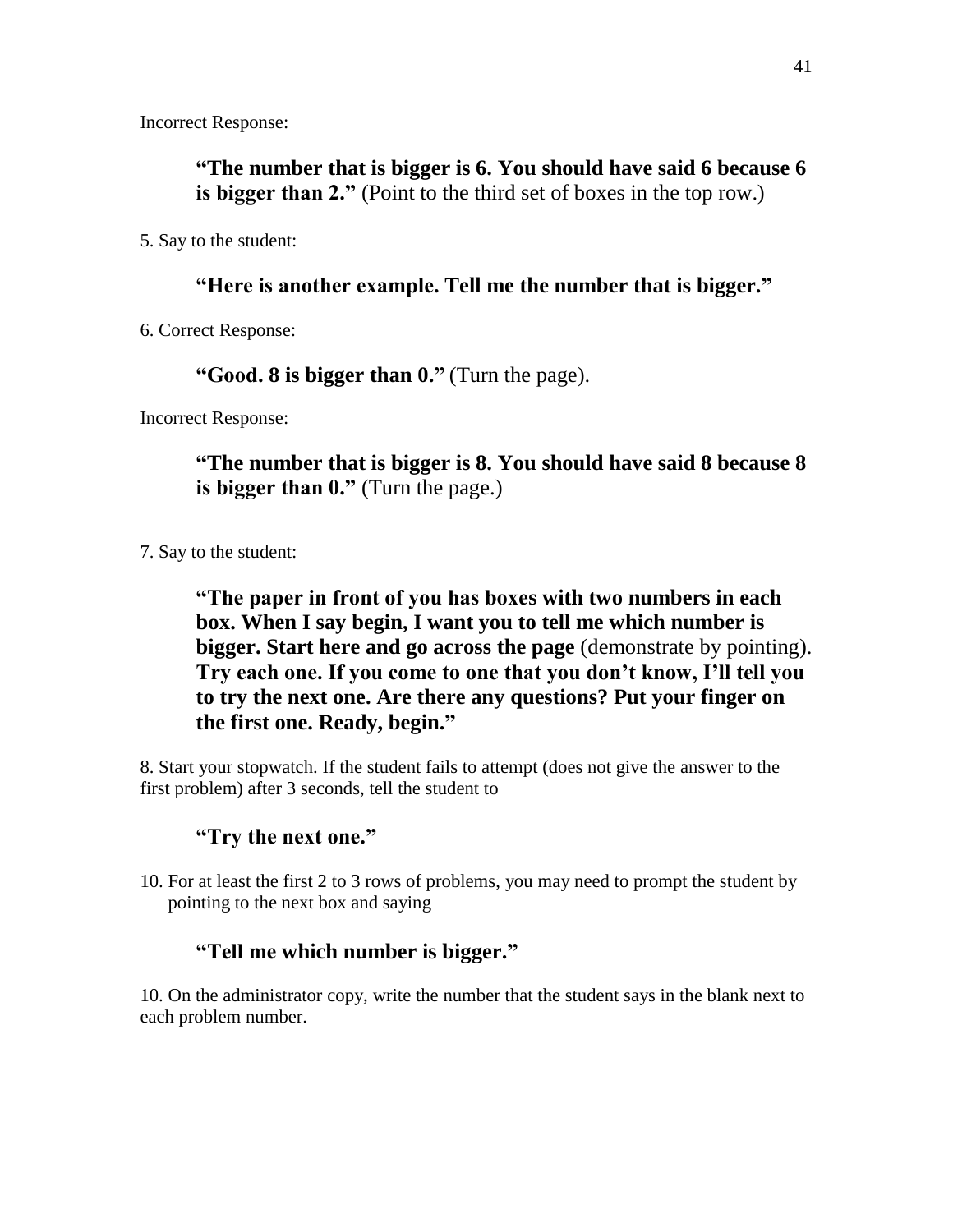Incorrect Response:

> **"The number that is bigger is 6. You should have said 6 because 6 is bigger than 2."** (Point to the third set of boxes in the top row.)

5. Say to the student:

> **"Here is another example. Tell me the number that is bigger."**

6. Correct Response:

> **"Good. 8 is bigger than 0."** (Turn the page).

Incorrect Response:

> **"The number that is bigger is 8. You should have said 8 because 8 is bigger than 0."** (Turn the page.)

7. Say to the student:

> **"The paper in front of you has boxes with two numbers in each box. When I say begin, I want you to tell me which number is bigger. Start here and go across the page** (demonstrate by pointing). **Try each one. If you come to one that you don't know, I'll tell you to try the next one. Are there any questions? Put your finger on the first one. Ready, begin."**

8. Start your stopwatch. If the student fails to attempt (does not give the answer to the first problem) after 3 seconds, tell the student to

> **"Try the next one."**

10. For at least the first 2 to 3 rows of problems, you may need to prompt the student by pointing to the next box and saying

> **"Tell me which number is bigger."**

10. On the administrator copy, write the number that the student says in the blank next to each problem number.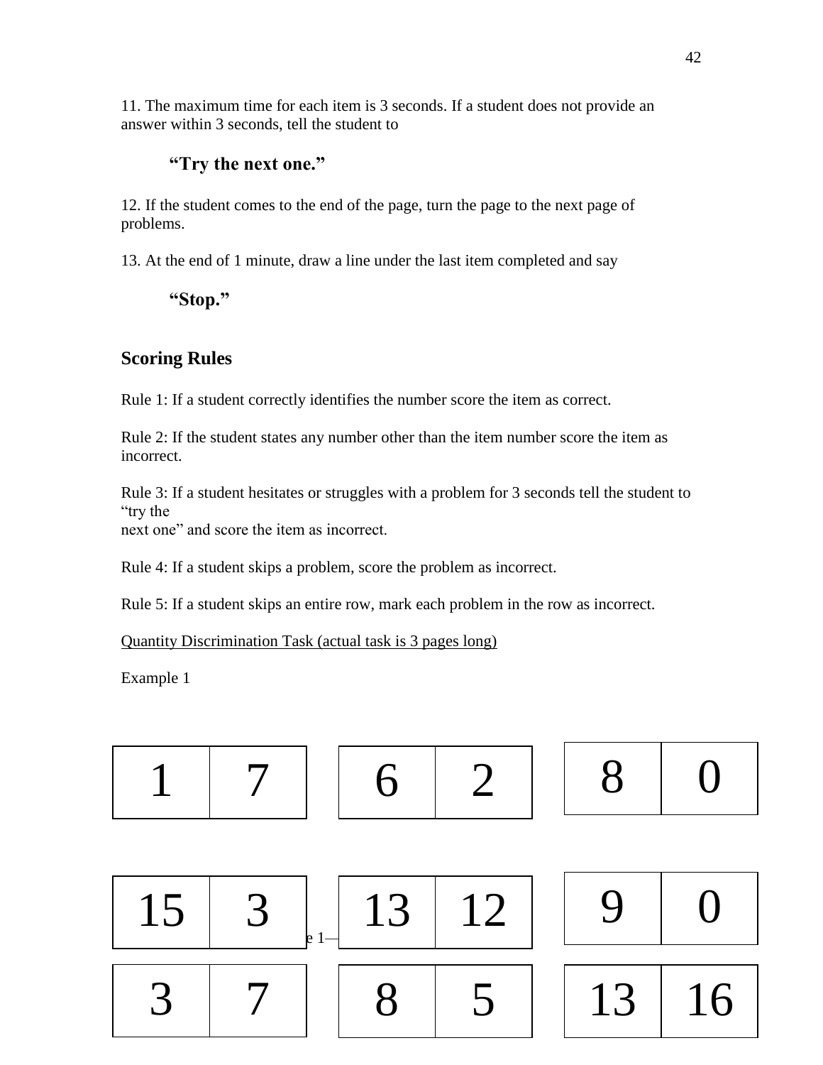11. The maximum time for each item is 3 seconds. If a student does not provide an answer within 3 seconds, tell the student to

**"Try the next one."**

12. If the student comes to the end of the page, turn the page to the next page of problems.

13. At the end of 1 minute, draw a line under the last item completed and say

**"Stop."**

## Scoring Rules

Rule 1: If a student correctly identifies the number score the item as correct.

Rule 2: If the student states any number other than the item number score the item as incorrect.

Rule 3: If a student hesitates or struggles with a problem for 3 seconds tell the student to "try the next one" and score the item as incorrect.

Rule 4: If a student skips a problem, score the problem as incorrect.

Rule 5: If a student skips an entire row, mark each problem in the row as incorrect.

<u>Quantity Discrimination Task (actual task is 3 pages long)</u>

Example 1

| 1 | 7 |
|---|---|

| 6 | 2 |
|---|---|

| 8 | 0 |
|---|---|

| 15 | 3 |
|---|---|

| 13 | 12 |
|---|---|

| 9 | 0 |
|---|---|

| 3 | 7 |
|---|---|

| 8 | 5 |
|---|---|

| 13 | 16 |
|---|---|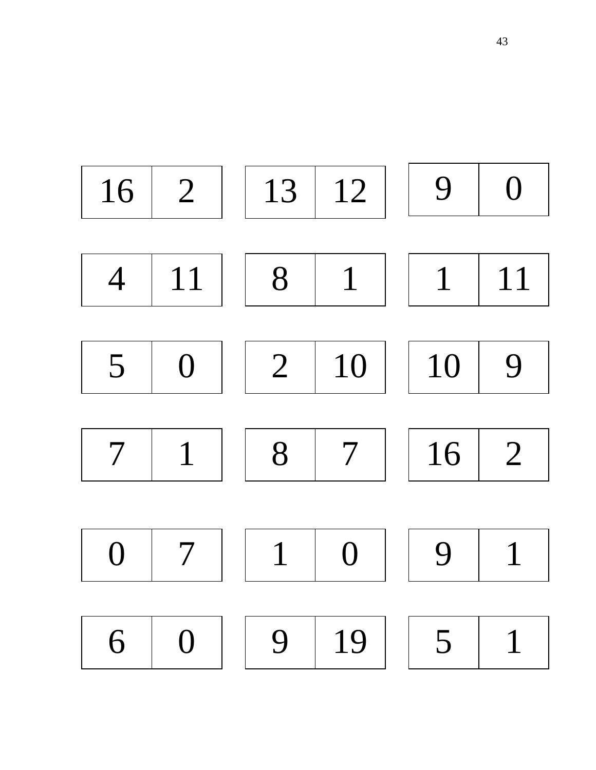| 16 | 2 |
|---|---|

| 13 | 12 |
|---|---|

| 9 | 0 |
|---|---|

| 4 | 11 |
|---|---|

| 8 | 1 |
|---|---|

| 1 | 11 |
|---|---|

| 5 | 0 |
|---|---|

| 2 | 10 |
|---|---|

| 10 | 9 |
|---|---|

| 7 | 1 |
|---|---|

| 8 | 7 |
|---|---|

| 16 | 2 |
|---|---|

| 0 | 7 |
|---|---|

| 1 | 0 |
|---|---|

| 9 | 1 |
|---|---|

| 6 | 0 |
|---|---|

| 9 | 19 |
|---|---|

| 5 | 1 |
|---|---|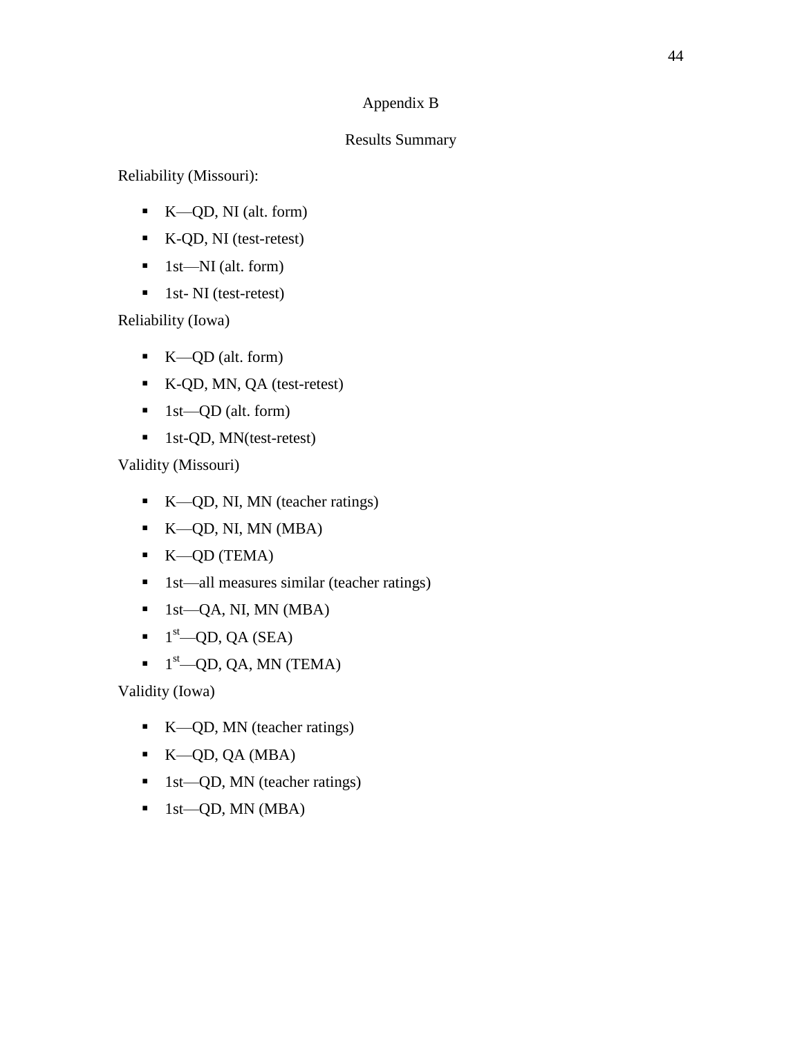# Appendix B

## Results Summary

Reliability (Missouri):

- K—QD, NI (alt. form)
- K-QD, NI (test-retest)
- 1st—NI (alt. form)
- 1st- NI (test-retest)

Reliability (Iowa)

- K—QD (alt. form)
- K-QD, MN, QA (test-retest)
- 1st—QD (alt. form)
- 1st-QD, MN(test-retest)

Validity (Missouri)

- K—QD, NI, MN (teacher ratings)
- K—QD, NI, MN (MBA)
- K—QD (TEMA)
- 1st—all measures similar (teacher ratings)
- 1st—QA, NI, MN (MBA)
- 1st—QD, QA (SEA)
- 1st—QD, QA, MN (TEMA)

Validity (Iowa)

- K—QD, MN (teacher ratings)
- K—QD, QA (MBA)
- 1st—QD, MN (teacher ratings)
- 1st—QD, MN (MBA)